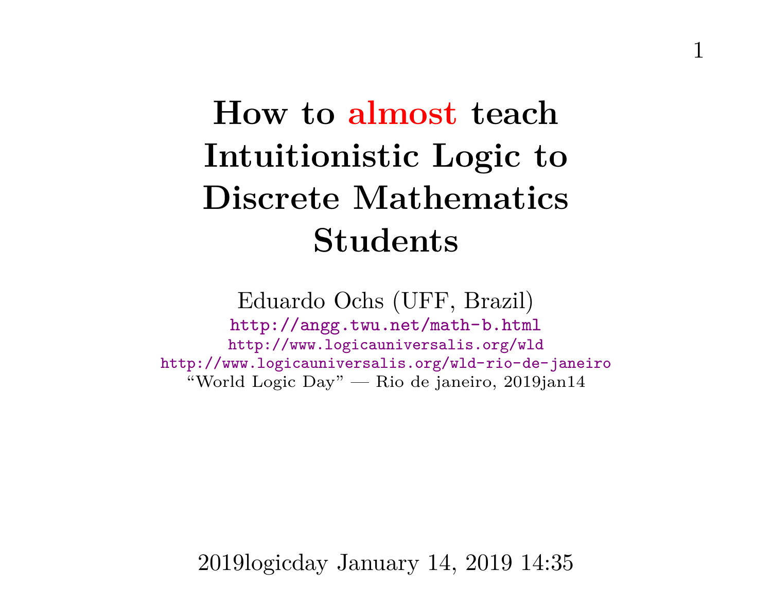# How to almost teach Intuitionistic Logic to Discrete Mathematics Students

Eduardo Ochs (UFF, Brazil)

http://angg.twu.net/math-b.html

http://www.logicauniversalis.org/wld

http://www.logicauniversalis.org/wld-rio-de-janeiro

"World Logic Day" — Rio de janeiro, 2019jan14

2019logicday January 14, 2019 14:35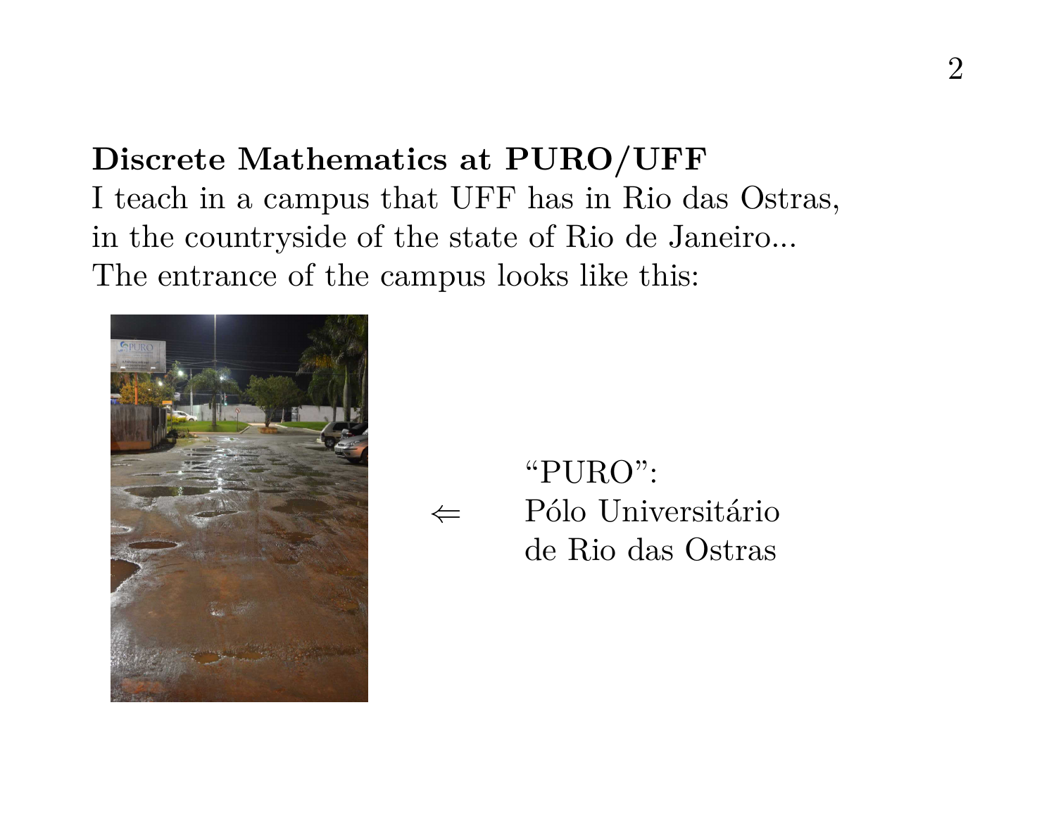**Discrete Mathematics at PURO/UFF**

I teach in a campus that UFF has in Rio das Ostras,
in the countryside of the state of Rio de Janeiro...
The entrance of the campus looks like this:

$\Leftarrow$ "PURO":
Pólo Universitário
de Rio das Ostras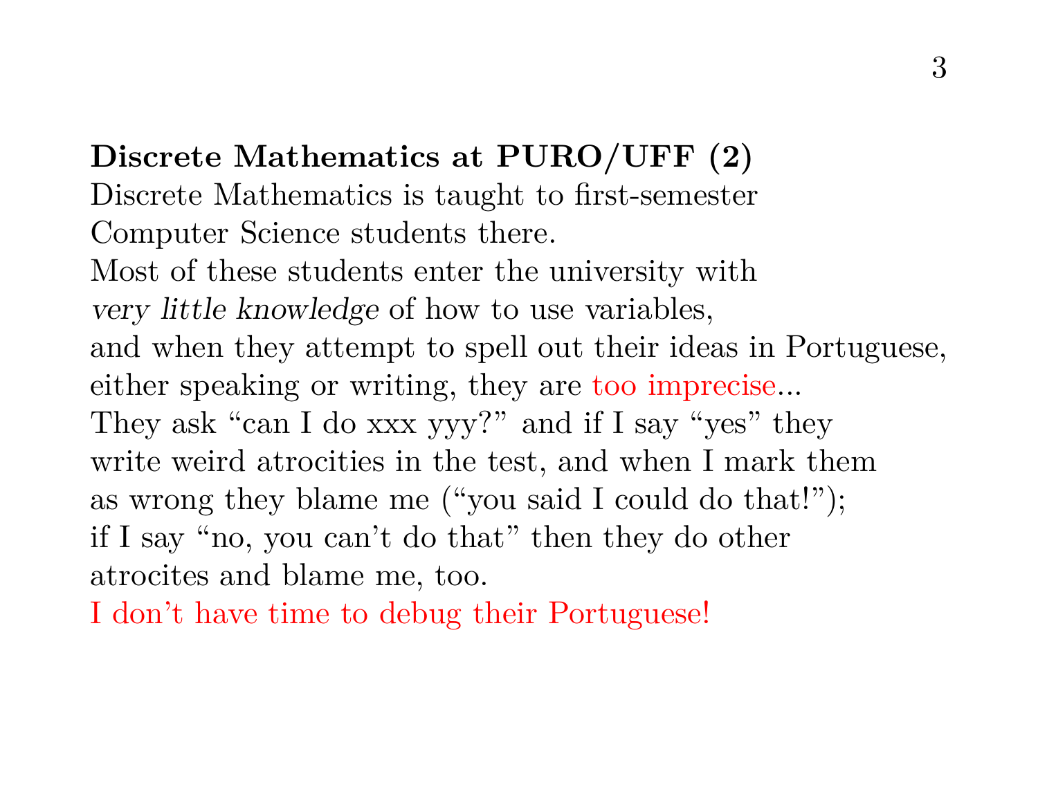**Discrete Mathematics at PURO/UFF (2)**
Discrete Mathematics is taught to first-semester Computer Science students there.
Most of these students enter the university with *very little knowledge* of how to use variables, and when they attempt to spell out their ideas in Portuguese, either speaking or writing, they are too imprecise...
They ask "can I do xxx yyy?" and if I say "yes" they write weird atrocities in the test, and when I mark them as wrong they blame me ("you said I could do that!"); if I say "no, you can't do that" then they do other atrocites and blame me, too.
I don't have time to debug their Portuguese!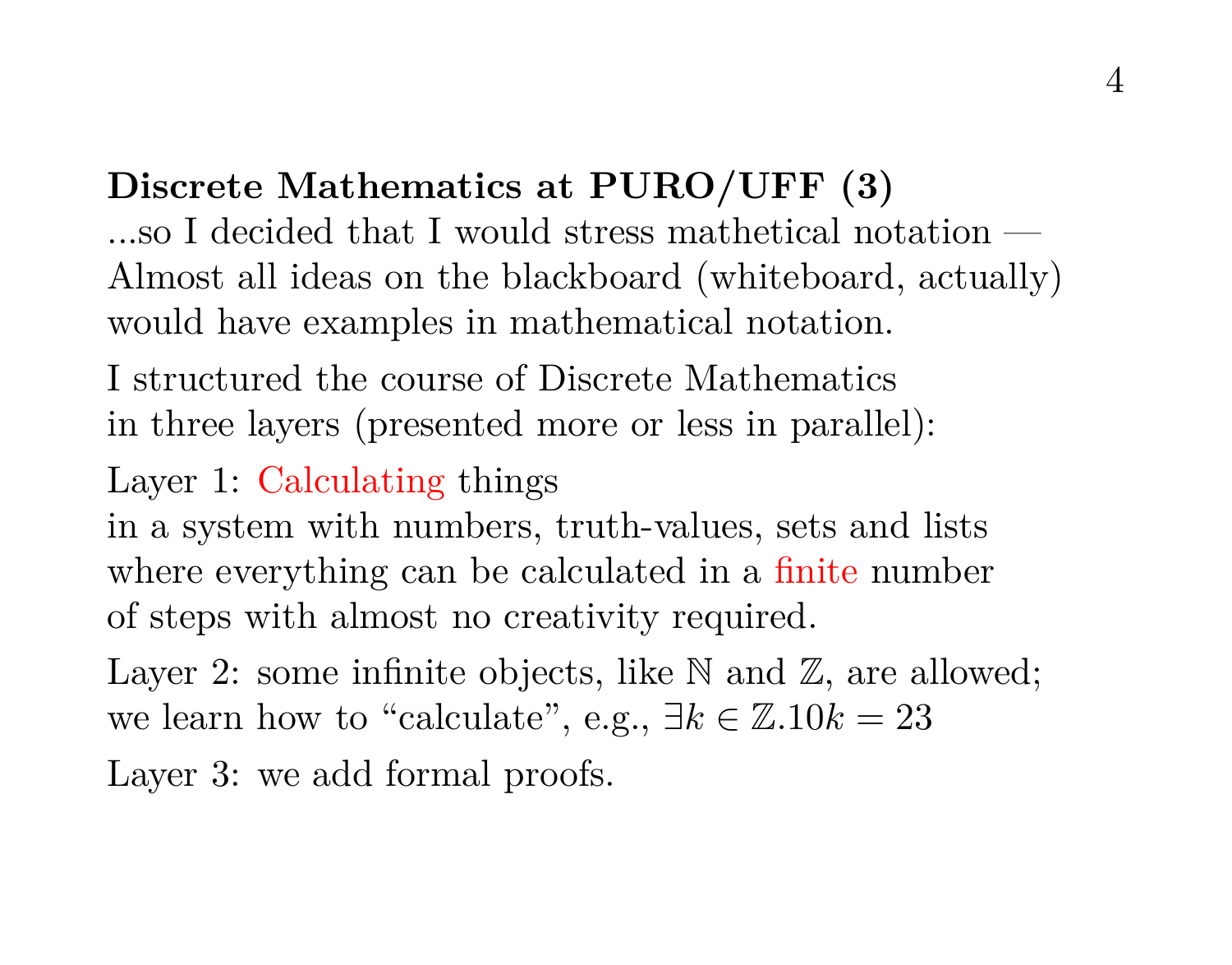**Discrete Mathematics at PURO/UFF (3)**

...so I decided that I would stress mathetical notation —
Almost all ideas on the blackboard (whiteboard, actually)
would have examples in mathematical notation.

I structured the course of Discrete Mathematics
in three layers (presented more or less in parallel):

Layer 1: Calculating things
in a system with numbers, truth-values, sets and lists
where everything can be calculated in a finite number
of steps with almost no creativity required.

Layer 2: some infinite objects, like $\mathbb{N}$ and $\mathbb{Z}$, are allowed;
we learn how to "calculate", e.g., $\exists k \in \mathbb{Z}.10k = 23$

Layer 3: we add formal proofs.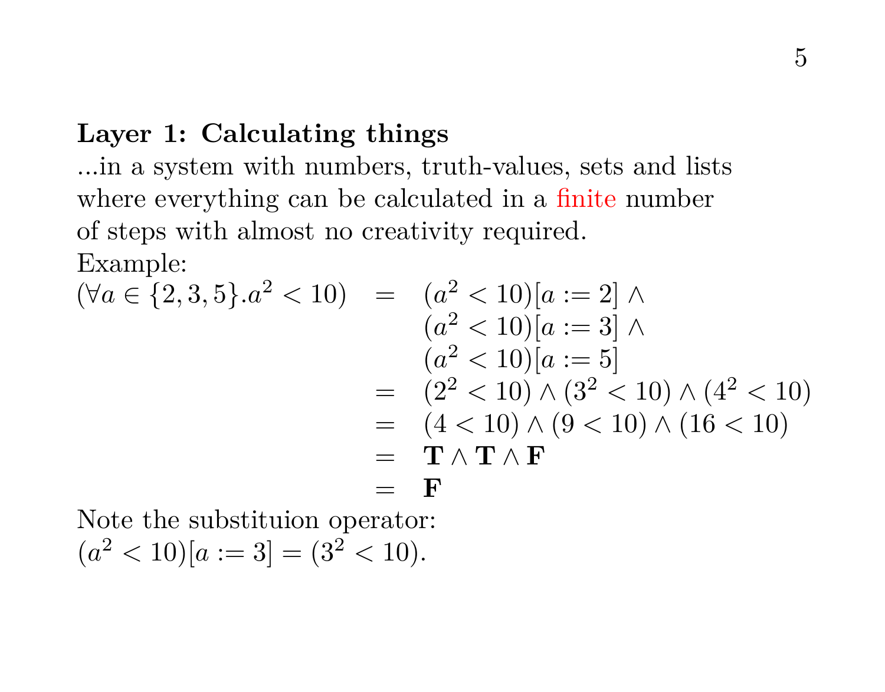**Layer 1: Calculating things**

...in a system with numbers, truth-values, sets and lists where everything can be calculated in a finite number of steps with almost no creativity required.

Example:

$$
\begin{array}{rcl}
(\forall a \in \{2,3,5\}. a^2 < 10) & = & (a^2 < 10)[a := 2] \wedge \\
 & & (a^2 < 10)[a := 3] \wedge \\
 & & (a^2 < 10)[a := 5] \\
 & = & (2^2 < 10) \wedge (3^2 < 10) \wedge (4^2 < 10) \\
 & = & (4 < 10) \wedge (9 < 10) \wedge (16 < 10) \\
 & = & \mathbf{T} \wedge \mathbf{T} \wedge \mathbf{F} \\
 & = & \mathbf{F}
\end{array}
$$

Note the substituion operator:

$(a^2 < 10)[a := 3] = (3^2 < 10)$.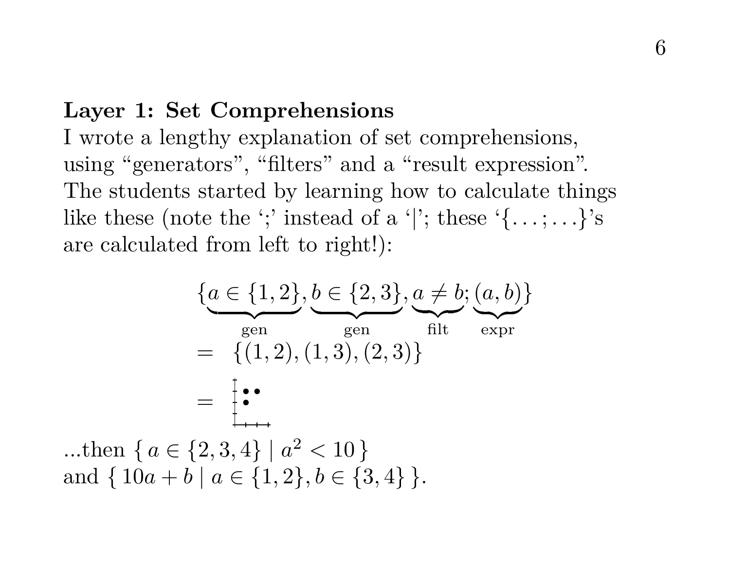**Layer 1: Set Comprehensions**

I wrote a lengthy explanation of set comprehensions, using "generators", "filters" and a "result expression". The students started by learning how to calculate things like these (note the ';' instead of a '|'; these '$\{\ldots;\ldots\}$'s are calculated from left to right!):

$$
\begin{aligned}
&\{\underbrace{a \in \{1,2\}}_{\text{gen}}, \underbrace{b \in \{2,3\}}_{\text{gen}}, \underbrace{a \neq b}_{\text{filt}}; \underbrace{(a,b)}_{\text{expr}}\} \\
&= \{(1,2),(1,3),(2,3)\}
\end{aligned}
$$

...then $\{\, a \in \{2,3,4\} \mid a^2 < 10 \,\}$
and $\{\, 10a + b \mid a \in \{1,2\}, b \in \{3,4\} \,\}$.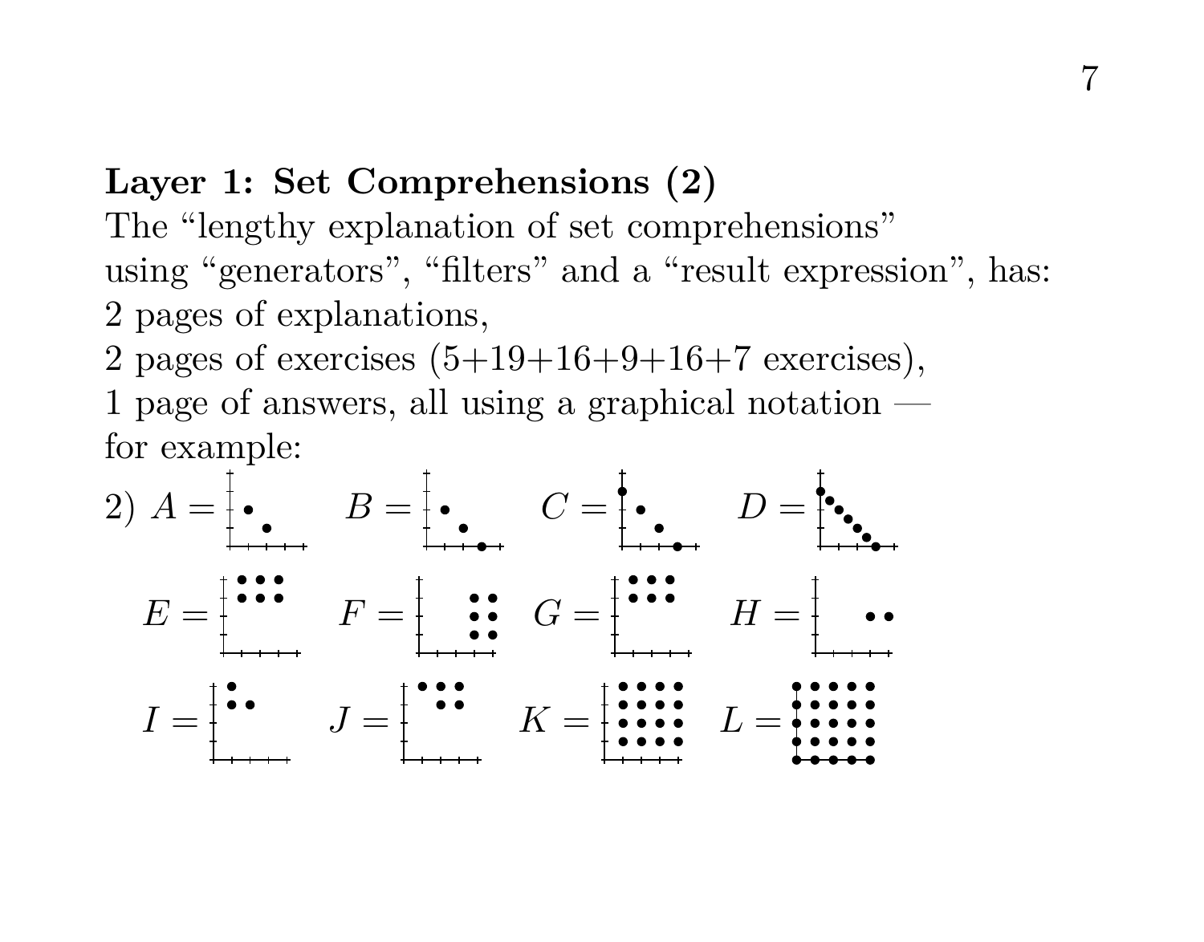**Layer 1: Set Comprehensions (2)**

The "lengthy explanation of set comprehensions" using "generators", "filters" and a "result expression", has:
2 pages of explanations,
2 pages of exercises (5+19+16+9+16+7 exercises),
1 page of answers, all using a graphical notation — for example:

2) $A =$ $\quad B =$ $\quad C =$ $\quad D =$

$E =$ $\quad F =$ $\quad G =$ $\quad H =$

$I =$ $\quad J =$ $\quad K =$ $\quad L =$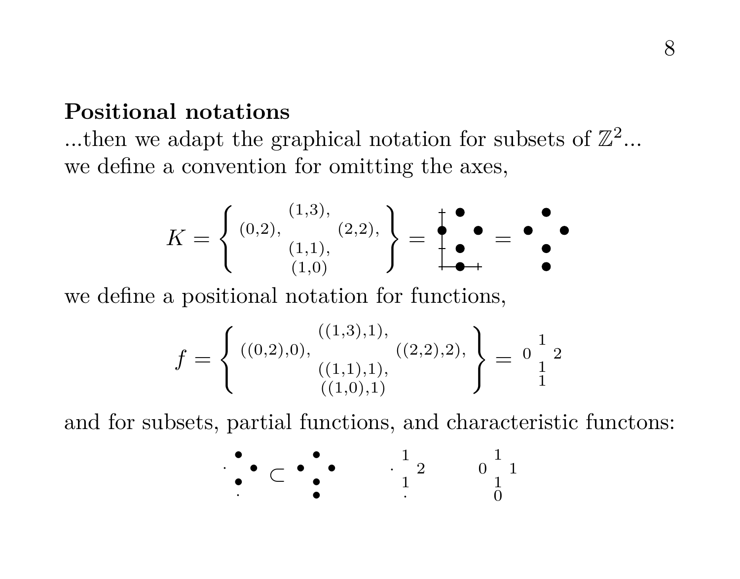**Positional notations**

...then we adapt the graphical notation for subsets of $\mathbb{Z}^2$...
we define a convention for omitting the axes,

$$K = \left\{ \begin{matrix} & (1,3), & \\ (0,2), & & (2,2), \\ & (1,1), & \\ & (1,0) & \end{matrix} \right\} = \begin{matrix} & \bullet & \\ \bullet & & \bullet \\ & \bullet & \\ & \bullet & \end{matrix} = \begin{matrix} & \bullet & \\ \bullet & & \bullet \\ & \bullet & \\ & \bullet & \end{matrix}$$

we define a positional notation for functions,

$$f = \left\{ \begin{matrix} & ((1,3),1), & \\ ((0,2),0), & & ((2,2),2), \\ & ((1,1),1), & \\ & ((1,0),1) & \end{matrix} \right\} = \begin{matrix} & 1 & \\ 0 & & 2 \\ & 1 & \\ & 1 & \end{matrix}$$

and for subsets, partial functions, and characteristic functons:

$$\begin{matrix} & \bullet & \\ \cdot & & \bullet \\ & \bullet & \\ & \cdot & \end{matrix} \subset \begin{matrix} & \bullet & \\ \bullet & & \bullet \\ & \bullet & \\ & \bullet & \end{matrix} \qquad \begin{matrix} & 1 & \\ \cdot & & 2 \\ & 1 & \\ & \cdot & \end{matrix} \qquad \begin{matrix} & 1 & \\ 0 & & 1 \\ & 1 & \\ & 0 & \end{matrix}$$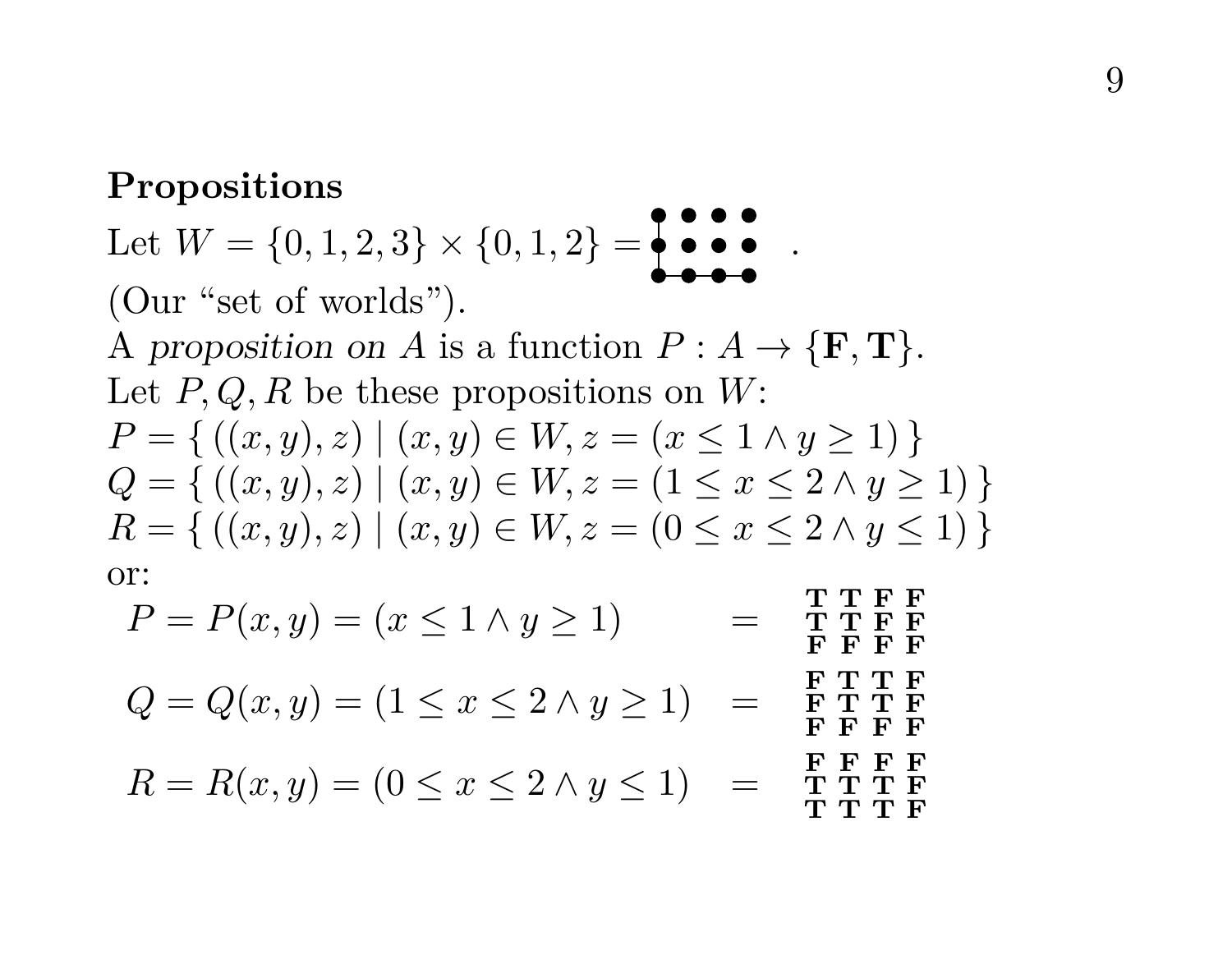**Propositions**

Let $W = \{0,1,2,3\} \times \{0,1,2\} = \begin{matrix} \bullet & \bullet & \bullet & \bullet \\ \bullet & \bullet & \bullet & \bullet \\ \bullet & \bullet & \bullet & \bullet \end{matrix}$ .

(Our "set of worlds").

A *proposition on* $A$ is a function $P : A \to \{\mathbf{F}, \mathbf{T}\}$.

Let $P, Q, R$ be these propositions on $W$:

$P = \{\, ((x,y),z) \mid (x,y) \in W, z = (x \leq 1 \land y \geq 1) \,\}$

$Q = \{\, ((x,y),z) \mid (x,y) \in W, z = (1 \leq x \leq 2 \land y \geq 1) \,\}$

$R = \{\, ((x,y),z) \mid (x,y) \in W, z = (0 \leq x \leq 2 \land y \leq 1) \,\}$

or:

$$P = P(x,y) = (x \leq 1 \land y \geq 1) \quad = \quad \begin{matrix} \mathbf{T} & \mathbf{T} & \mathbf{F} & \mathbf{F} \\ \mathbf{T} & \mathbf{T} & \mathbf{F} & \mathbf{F} \\ \mathbf{F} & \mathbf{F} & \mathbf{F} & \mathbf{F} \end{matrix}$$

$$Q = Q(x,y) = (1 \leq x \leq 2 \land y \geq 1) \quad = \quad \begin{matrix} \mathbf{F} & \mathbf{T} & \mathbf{T} & \mathbf{F} \\ \mathbf{F} & \mathbf{T} & \mathbf{T} & \mathbf{F} \\ \mathbf{F} & \mathbf{F} & \mathbf{F} & \mathbf{F} \end{matrix}$$

$$R = R(x,y) = (0 \leq x \leq 2 \land y \leq 1) \quad = \quad \begin{matrix} \mathbf{F} & \mathbf{F} & \mathbf{F} & \mathbf{F} \\ \mathbf{T} & \mathbf{T} & \mathbf{T} & \mathbf{F} \\ \mathbf{T} & \mathbf{T} & \mathbf{T} & \mathbf{F} \end{matrix}$$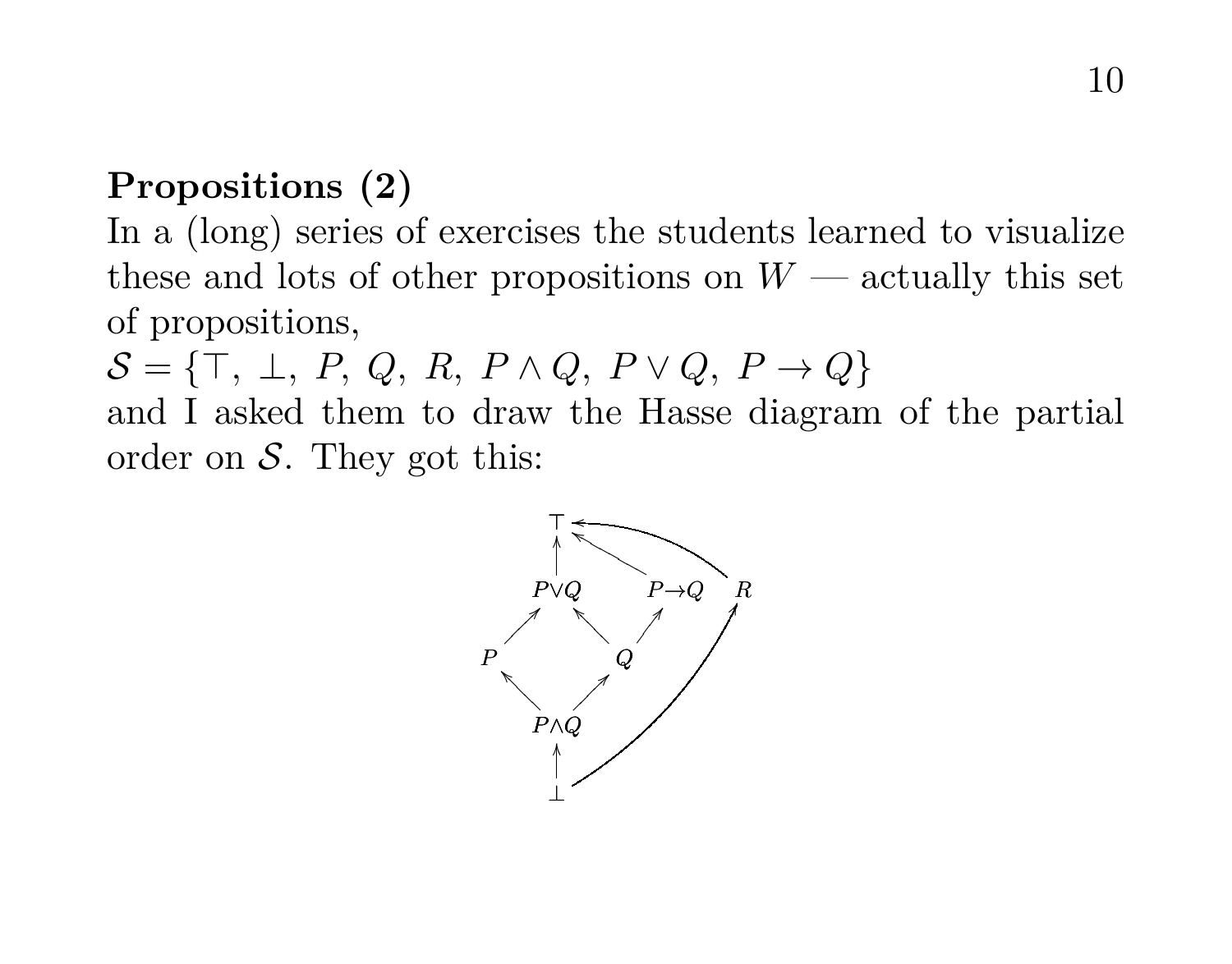**Propositions (2)**

In a (long) series of exercises the students learned to visualize these and lots of other propositions on $W$ — actually this set of propositions,

$\mathcal{S} = \{\top,\ \bot,\ P,\ Q,\ R,\ P \land Q,\ P \lor Q,\ P \to Q\}$

and I asked them to draw the Hasse diagram of the partial order on $\mathcal{S}$. They got this: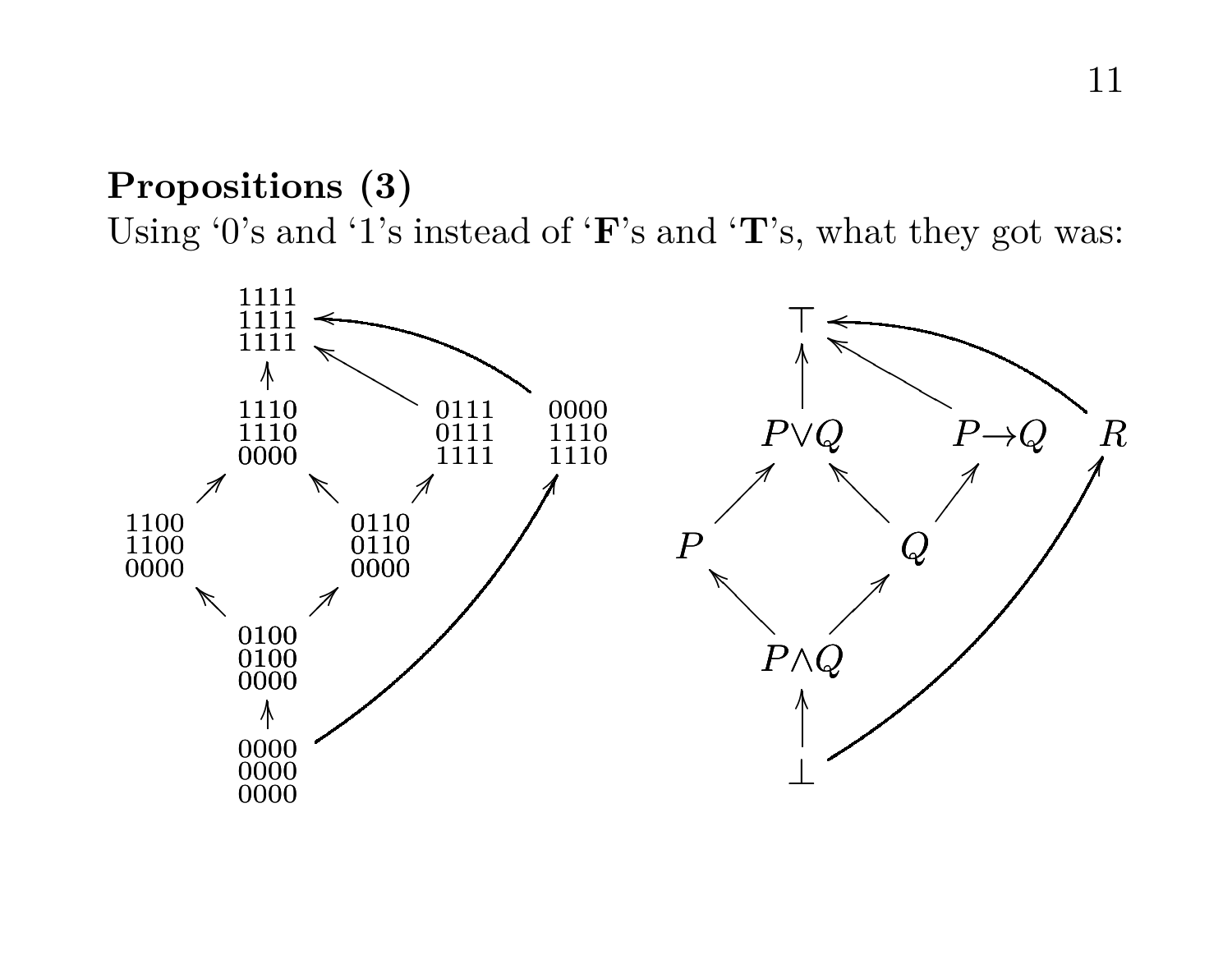**Propositions (3)**

Using ‘0’s and ‘1’s instead of ‘**F**’s and ‘**T**’s, what they got was:

```
            1111
            1111 <-----------------------------+
            1111 <--------------+              |
             ^                  |              |
            1110              0111           0000
            1110              0111           1110
            0000              1111           1110
           ^    ^               ^              ^
1100             0110                          |
1100             0110                          |
0000             0000                          |
     ^         ^                               |
            0100                               |
            0100                               |
            0000                               |
             ^                                 |
            0000 ------------------------------+
            0000
            0000
```

```
             ⊤ <--------------------+
             ^ <-------------+      |
             |               |      |
            P∨Q             P→Q     R
           ^    ^            ^      ^
         P        Q ---------+      |
           ^    ^                   |
            P∧Q                     |
             ^                      |
             ⊥ ---------------------+
```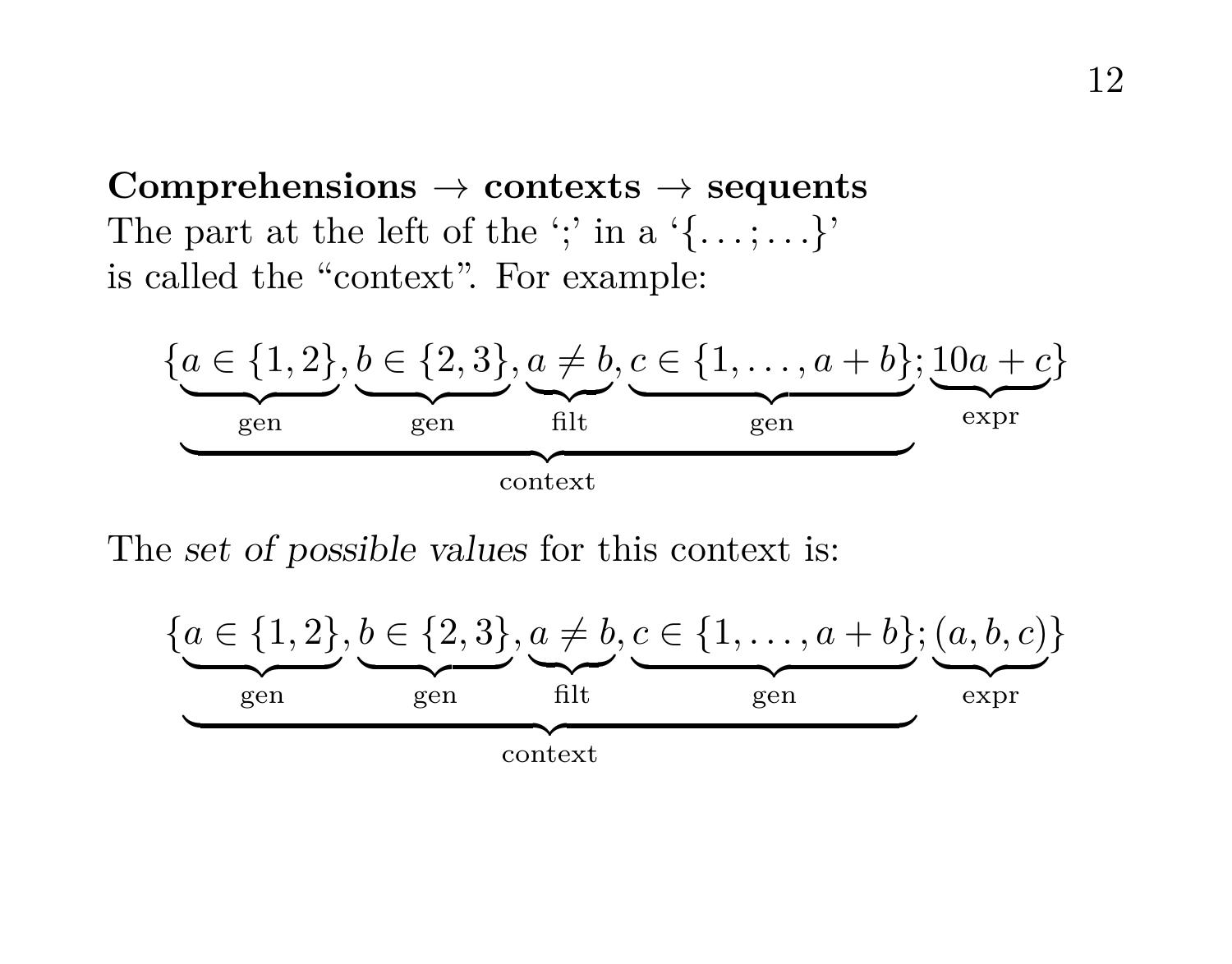**Comprehensions → contexts → sequents**
The part at the left of the ';' in a '$\{\ldots;\ldots\}$'
is called the "context". For example:

$$\{\underbrace{\underbrace{a \in \{1,2\}}_{\text{gen}}, \underbrace{b \in \{2,3\}}_{\text{gen}}, \underbrace{a \neq b}_{\text{filt}}, \underbrace{c \in \{1,\ldots,a+b\}}_{\text{gen}}}_{\text{context}}; \underbrace{10a+c}_{\text{expr}}\}$$

The *set of possible values* for this context is:

$$\{\underbrace{\underbrace{a \in \{1,2\}}_{\text{gen}}, \underbrace{b \in \{2,3\}}_{\text{gen}}, \underbrace{a \neq b}_{\text{filt}}, \underbrace{c \in \{1,\ldots,a+b\}}_{\text{gen}}}_{\text{context}}; \underbrace{(a,b,c)}_{\text{expr}}\}$$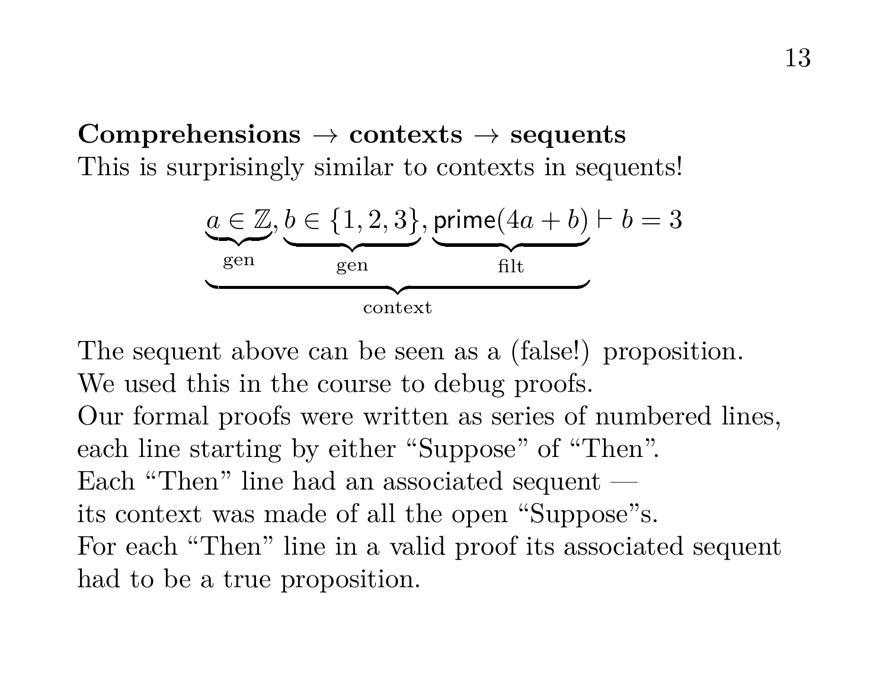**Comprehensions → contexts → sequents**

This is surprisingly similar to contexts in sequents!

$$\underbrace{\underbrace{a \in \mathbb{Z}}_{\text{gen}}, \underbrace{b \in \{1,2,3\}}_{\text{gen}}, \underbrace{\mathsf{prime}(4a+b)}_{\text{filt}}}_{\text{context}} \vdash b = 3$$

The sequent above can be seen as a (false!) proposition.
We used this in the course to debug proofs.
Our formal proofs were written as series of numbered lines,
each line starting by either “Suppose” of “Then”.
Each “Then” line had an associated sequent —
its context was made of all the open “Suppose”s.
For each “Then” line in a valid proof its associated sequent
had to be a true proposition.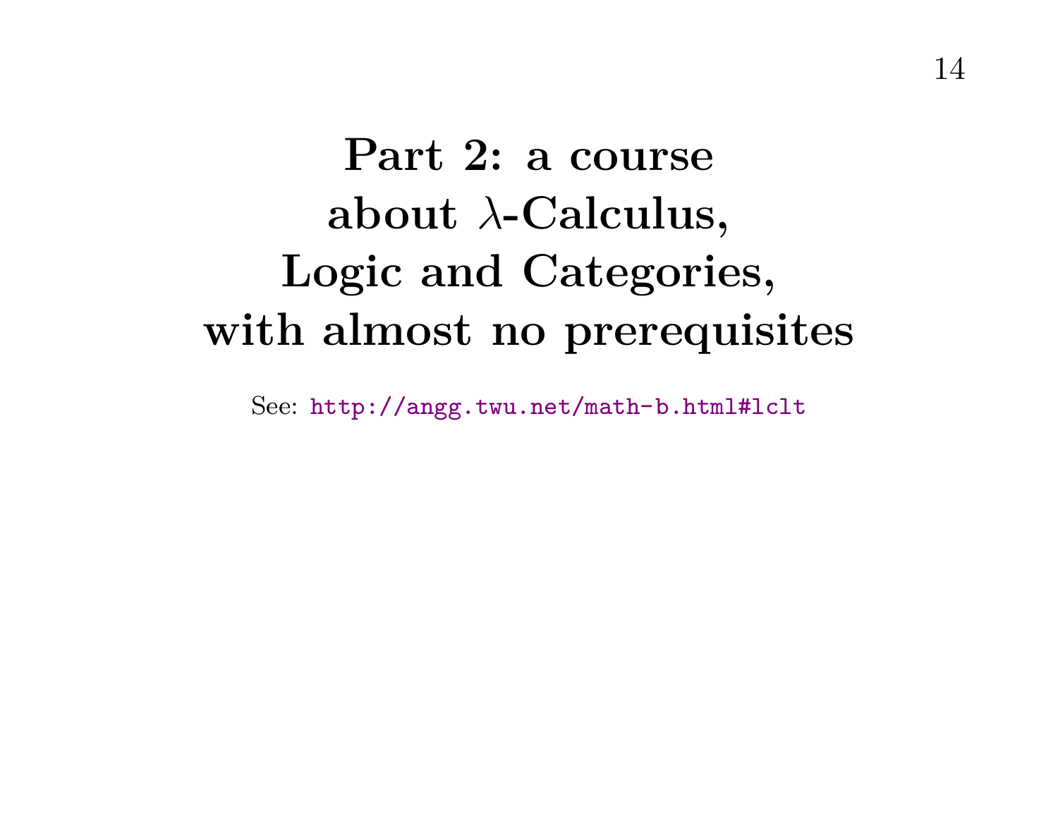# Part 2: a course about $\lambda$-Calculus, Logic and Categories, with almost no prerequisites

See: http://angg.twu.net/math-b.html#lclt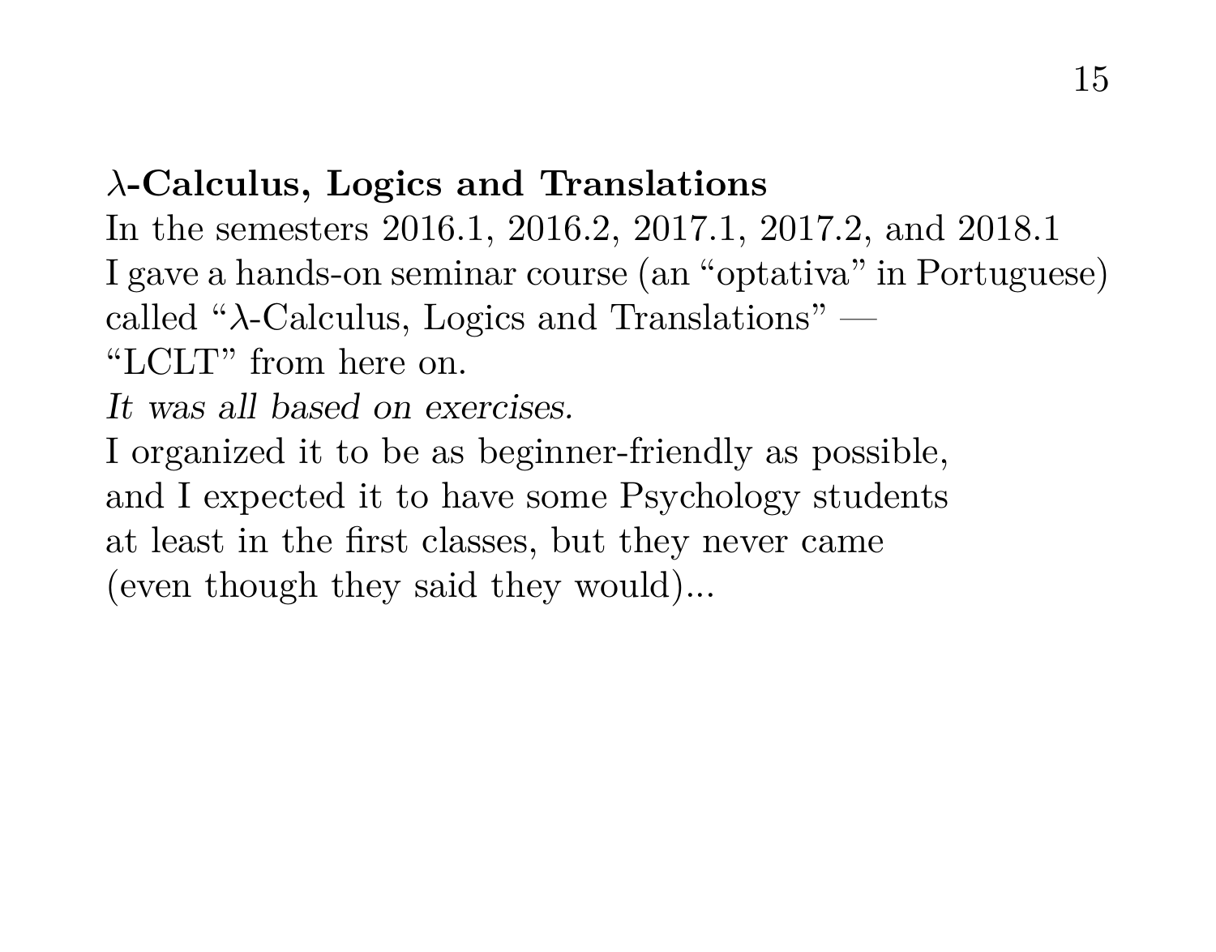**$\lambda$-Calculus, Logics and Translations**
In the semesters 2016.1, 2016.2, 2017.1, 2017.2, and 2018.1
I gave a hands-on seminar course (an "optativa" in Portuguese)
called "$\lambda$-Calculus, Logics and Translations" —
"LCLT" from here on.
*It was all based on exercises.*
I organized it to be as beginner-friendly as possible,
and I expected it to have some Psychology students
at least in the first classes, but they never came
(even though they said they would)...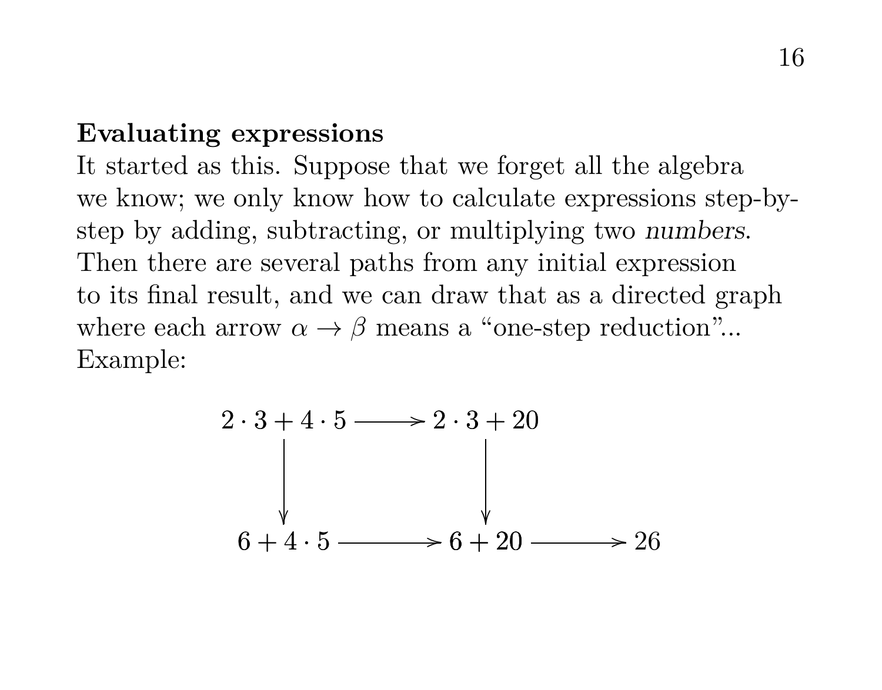**Evaluating expressions**

It started as this. Suppose that we forget all the algebra we know; we only know how to calculate expressions step-by-step by adding, subtracting, or multiplying two *numbers*. Then there are several paths from any initial expression to its final result, and we can draw that as a directed graph where each arrow $\alpha \to \beta$ means a "one-step reduction"... Example:

$$\begin{array}{ccccc} 2 \cdot 3 + 4 \cdot 5 & \longrightarrow & 2 \cdot 3 + 20 & & \\ \downarrow & & \downarrow & & \\ 6 + 4 \cdot 5 & \longrightarrow & 6 + 20 & \longrightarrow & 26 \end{array}$$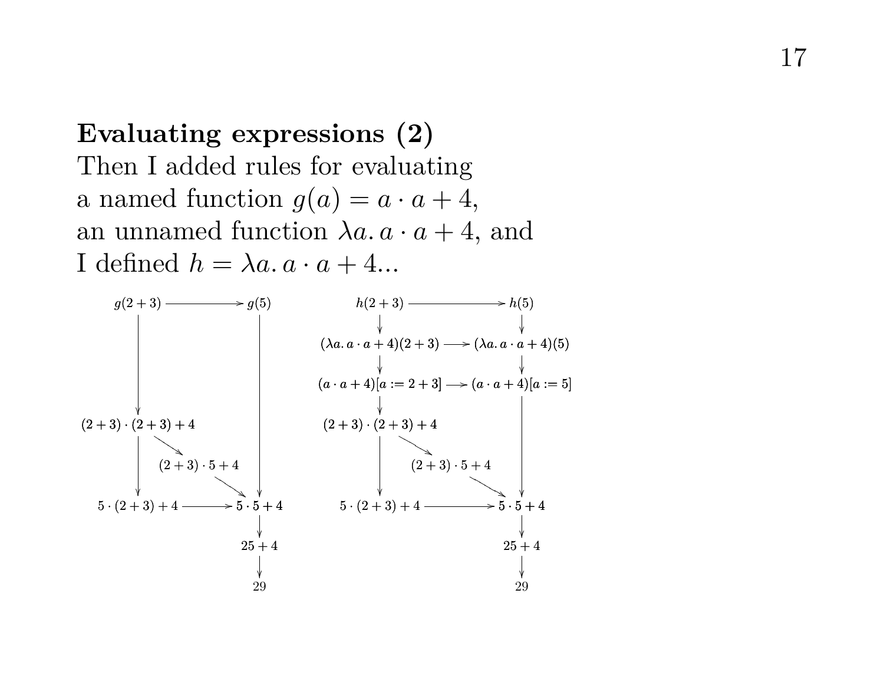**Evaluating expressions (2)**

Then I added rules for evaluating
a named function $g(a) = a \cdot a + 4$,
an unnamed function $\lambda a.\, a \cdot a + 4$, and
I defined $h = \lambda a.\, a \cdot a + 4$...

$g(2+3) \to g(5)$

$g(2+3) \to (2+3)\cdot(2+3)+4$

$(2+3)\cdot(2+3)+4 \to (2+3)\cdot 5+4$

$(2+3)\cdot(2+3)+4 \to 5\cdot(2+3)+4$

$g(5) \to 5\cdot 5+4$

$(2+3)\cdot 5+4 \to 5\cdot 5+4$

$5\cdot(2+3)+4 \to 5\cdot 5+4$

$5\cdot 5+4 \to 25+4 \to 29$

$h(2+3) \to h(5)$

$h(2+3) \to (\lambda a.\, a\cdot a+4)(2+3) \to (a\cdot a+4)[a := 2+3] \to (2+3)\cdot(2+3)+4$

$h(5) \to (\lambda a.\, a\cdot a+4)(5) \to (a\cdot a+4)[a := 5]$

$(\lambda a.\, a\cdot a+4)(2+3) \to (\lambda a.\, a\cdot a+4)(5)$

$(a\cdot a+4)[a := 2+3] \to (a\cdot a+4)[a := 5]$

$(2+3)\cdot(2+3)+4 \to (2+3)\cdot 5+4$

$(2+3)\cdot(2+3)+4 \to 5\cdot(2+3)+4$

$(a\cdot a+4)[a := 5] \to 5\cdot 5+4$

$(2+3)\cdot 5+4 \to 5\cdot 5+4$

$5\cdot(2+3)+4 \to 5\cdot 5+4$

$5\cdot 5+4 \to 25+4 \to 29$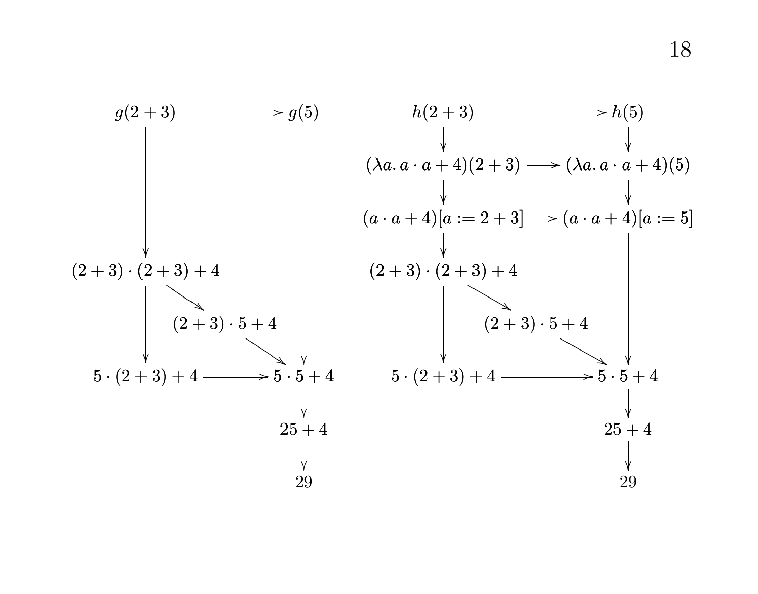$$
\begin{array}{ccc}
g(2+3) & \longrightarrow & g(5) \\
\downarrow & & \downarrow \\
(2+3)\cdot(2+3)+4 & & \\
\downarrow \quad \searrow & & \\
 & (2+3)\cdot 5+4 & \\
 & \searrow & \downarrow \\
5\cdot(2+3)+4 & \longrightarrow & 5\cdot 5+4 \\
 & & \downarrow \\
 & & 25+4 \\
 & & \downarrow \\
 & & 29
\end{array}
$$

$$
\begin{array}{ccc}
h(2+3) & \longrightarrow & h(5) \\
\downarrow & & \downarrow \\
(\lambda a.\, a\cdot a+4)(2+3) & \longrightarrow & (\lambda a.\, a\cdot a+4)(5) \\
\downarrow & & \downarrow \\
(a\cdot a+4)[a:=2+3] & \longrightarrow & (a\cdot a+4)[a:=5] \\
\downarrow & & \downarrow \\
(2+3)\cdot(2+3)+4 & & \\
\downarrow \quad \searrow & & \\
 & (2+3)\cdot 5+4 & \\
 & \searrow & \downarrow \\
5\cdot(2+3)+4 & \longrightarrow & 5\cdot 5+4 \\
 & & \downarrow \\
 & & 25+4 \\
 & & \downarrow \\
 & & 29
\end{array}
$$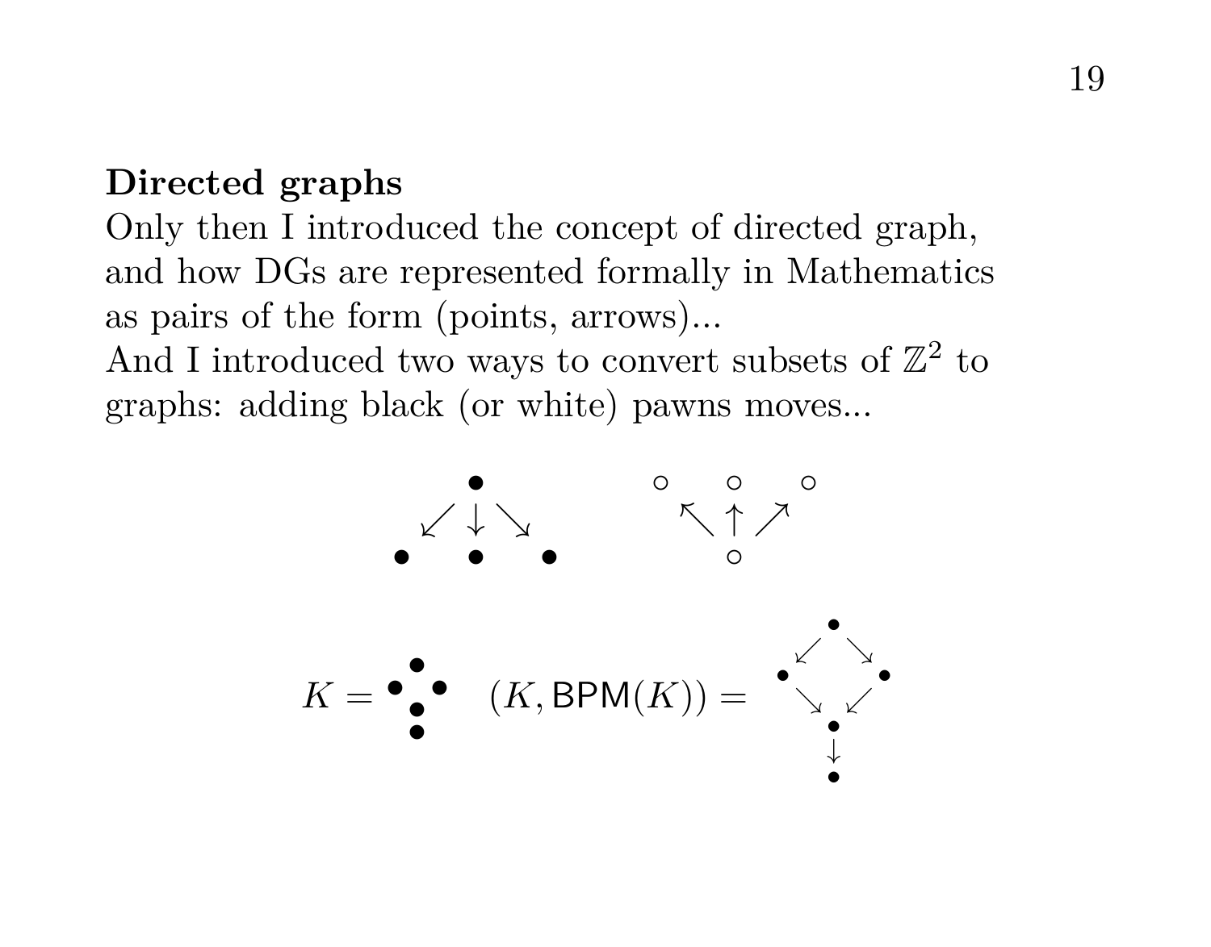**Directed graphs**

Only then I introduced the concept of directed graph, and how DGs are represented formally in Mathematics as pairs of the form (points, arrows)...

And I introduced two ways to convert subsets of $\mathbb{Z}^2$ to graphs: adding black (or white) pawns moves...

$$K = \quad (K, \mathsf{BPM}(K)) =$$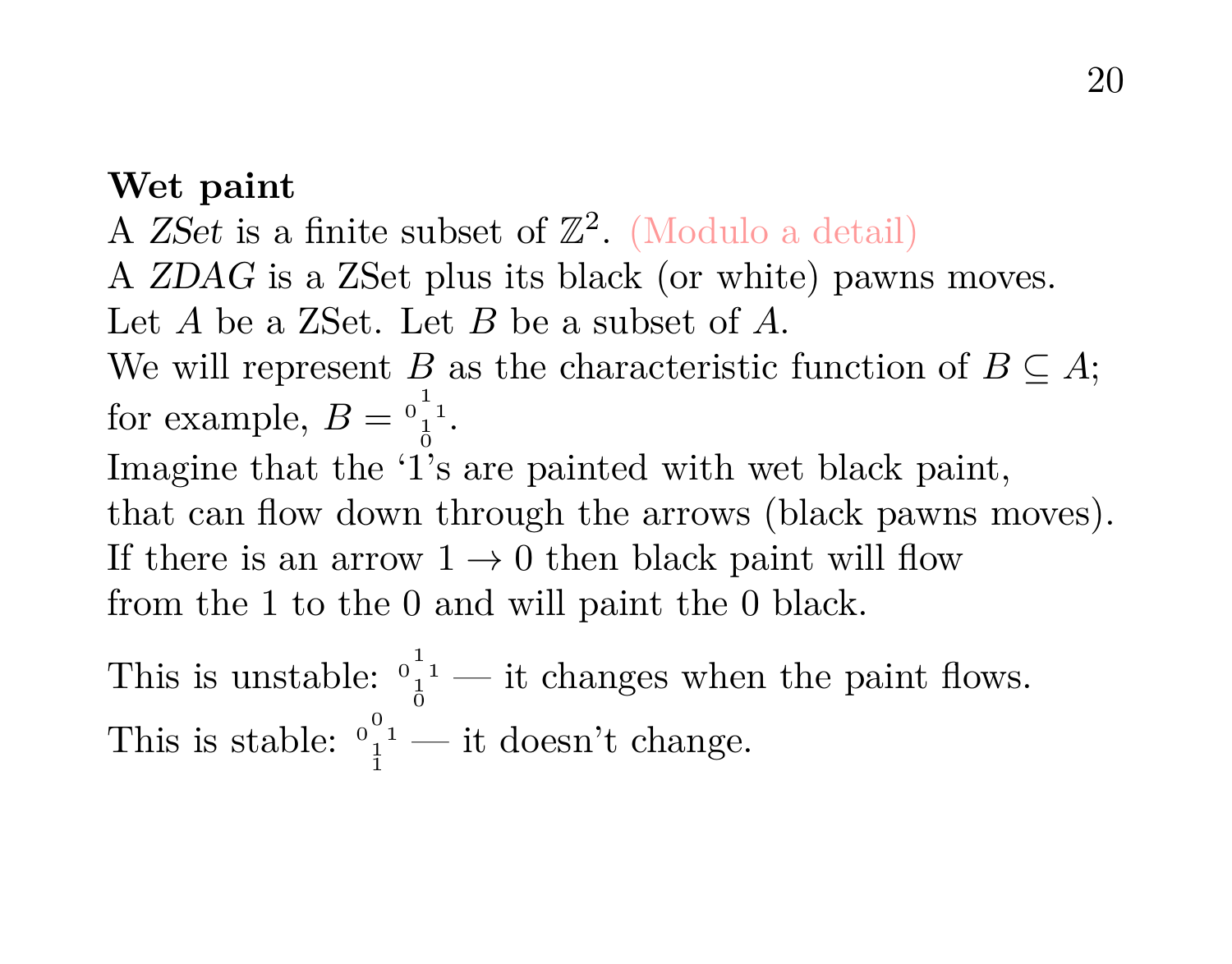**Wet paint**

A *ZSet* is a finite subset of $\mathbb{Z}^2$. (Modulo a detail)
A *ZDAG* is a ZSet plus its black (or white) pawns moves.
Let $A$ be a ZSet. Let $B$ be a subset of $A$.
We will represent $B$ as the characteristic function of $B \subseteq A$;
for example, $B = \begin{smallmatrix} & 1 & \\ 0 & & 1 \\ & 1 & \\ & 0 & \end{smallmatrix}$.
Imagine that the '1's are painted with wet black paint,
that can flow down through the arrows (black pawns moves).
If there is an arrow $1 \to 0$ then black paint will flow
from the 1 to the 0 and will paint the 0 black.

This is unstable: $\begin{smallmatrix} & 1 & \\ 0 & & 1 \\ & 1 & \\ & 0 & \end{smallmatrix}$ — it changes when the paint flows.
This is stable: $\begin{smallmatrix} & 0 & \\ 0 & & 1 \\ & 1 & \\ & 1 & \end{smallmatrix}$ — it doesn't change.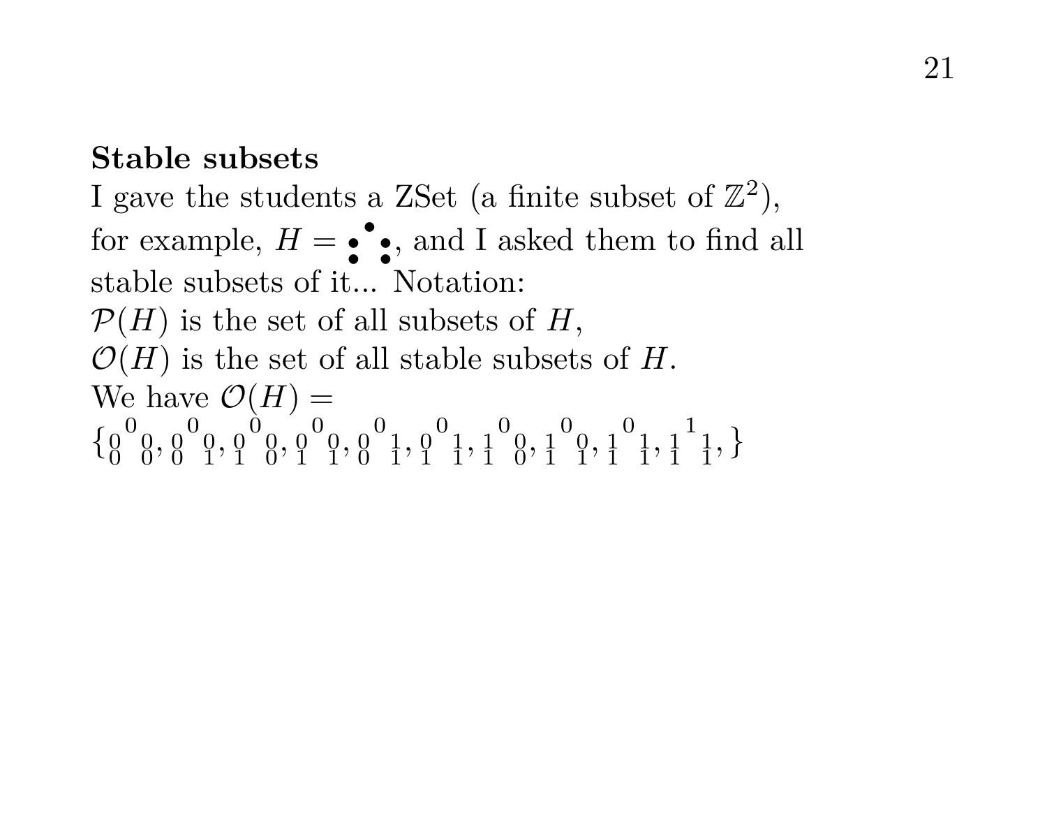**Stable subsets**

I gave the students a ZSet (a finite subset of $\mathbb{Z}^2$), for example, $H = \begin{smallmatrix} & \bullet & \\ \bullet & & \bullet \\ \bullet & & \bullet \end{smallmatrix}$, and I asked them to find all stable subsets of it... Notation:

$\mathcal{P}(H)$ is the set of all subsets of $H$,

$\mathcal{O}(H)$ is the set of all stable subsets of $H$.

We have $\mathcal{O}(H) =$

$\{ \begin{smallmatrix} & 0 & \\ 0 & & 0 \\ 0 & & 0 \end{smallmatrix}, \begin{smallmatrix} & 0 & \\ 0 & & 0 \\ 0 & & 1 \end{smallmatrix}, \begin{smallmatrix} & 0 & \\ 0 & & 0 \\ 1 & & 0 \end{smallmatrix}, \begin{smallmatrix} & 0 & \\ 0 & & 0 \\ 1 & & 1 \end{smallmatrix}, \begin{smallmatrix} & 0 & \\ 0 & & 1 \\ 0 & & 1 \end{smallmatrix}, \begin{smallmatrix} & 0 & \\ 0 & & 1 \\ 1 & & 1 \end{smallmatrix}, \begin{smallmatrix} & 0 & \\ 1 & & 0 \\ 1 & & 0 \end{smallmatrix}, \begin{smallmatrix} & 0 & \\ 1 & & 0 \\ 1 & & 1 \end{smallmatrix}, \begin{smallmatrix} & 0 & \\ 1 & & 1 \\ 1 & & 1 \end{smallmatrix}, \begin{smallmatrix} & 1 & \\ 1 & & 1 \\ 1 & & 1 \end{smallmatrix}, \}$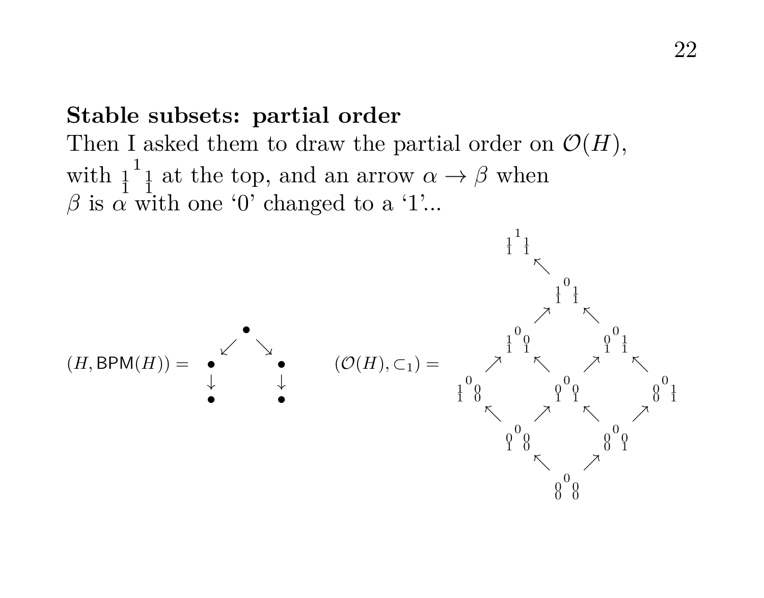**Stable subsets: partial order**

Then I asked them to draw the partial order on $\mathcal{O}(H)$, with ${}_{1}{}^{1}{}_{1}$ (with 1 1 below) at the top, and an arrow $\alpha \to \beta$ when $\beta$ is $\alpha$ with one '0' changed to a '1'...

$(H, \mathsf{BPM}(H)) =$

$(\mathcal{O}(H), \subset_1) =$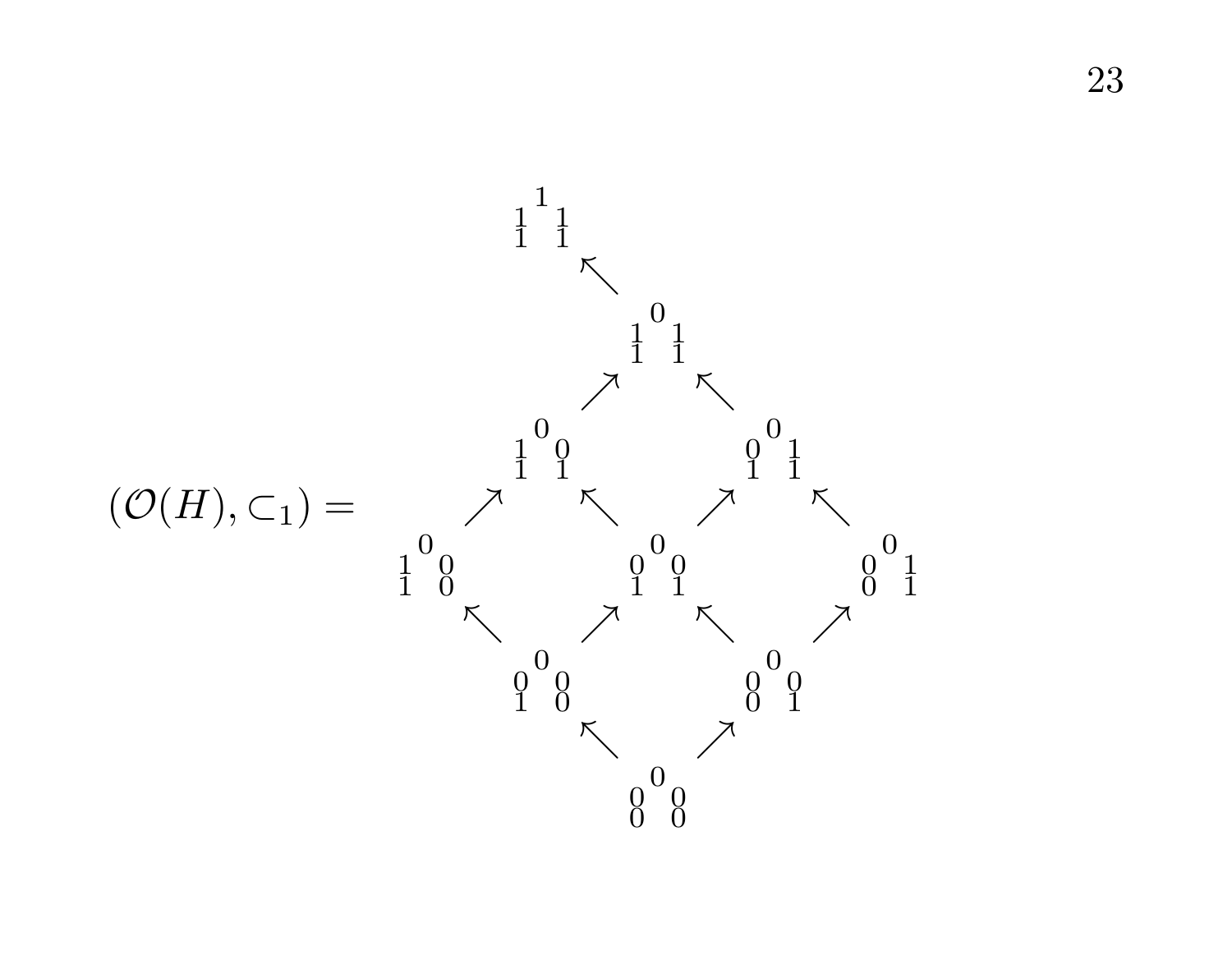$$
(\mathcal{O}(H), \subset_1) =
\begin{array}{ccccccccc}
 & & \begin{smallmatrix} & 1 & \\ 1 & & 1 \\ 1 & & 1 \end{smallmatrix} & & & & & & \\
 & & & \nwarrow & & & & & \\
 & & & & \begin{smallmatrix} & 0 & \\ 1 & & 1 \\ 1 & & 1 \end{smallmatrix} & & & & \\
 & & & \nearrow & & \nwarrow & & & \\
 & & \begin{smallmatrix} & 0 & \\ 1 & & 0 \\ 1 & & 1 \end{smallmatrix} & & & & \begin{smallmatrix} & 0 & \\ 0 & & 1 \\ 1 & & 1 \end{smallmatrix} & & \\
 & \nearrow & & \nwarrow & & \nearrow & & \nwarrow & \\
\begin{smallmatrix} & 0 & \\ 1 & & 0 \\ 1 & & 0 \end{smallmatrix} & & & & \begin{smallmatrix} & 0 & \\ 0 & & 0 \\ 1 & & 1 \end{smallmatrix} & & & & \begin{smallmatrix} & 0 & \\ 0 & & 1 \\ 0 & & 1 \end{smallmatrix} \\
 & \nwarrow & & \nearrow & & \nwarrow & & \nearrow & \\
 & & \begin{smallmatrix} & 0 & \\ 0 & & 0 \\ 1 & & 0 \end{smallmatrix} & & & & \begin{smallmatrix} & 0 & \\ 0 & & 0 \\ 0 & & 1 \end{smallmatrix} & & \\
 & & & \nwarrow & & \nearrow & & & \\
 & & & & \begin{smallmatrix} & 0 & \\ 0 & & 0 \\ 0 & & 0 \end{smallmatrix} & & & &
\end{array}
$$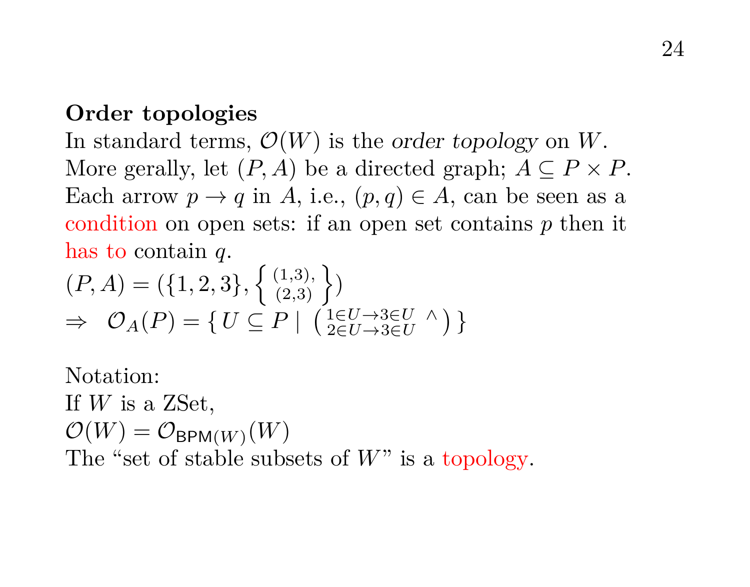**Order topologies**

In standard terms, $\mathcal{O}(W)$ is the *order topology* on $W$.
More gerally, let $(P, A)$ be a directed graph; $A \subseteq P \times P$.
Each arrow $p \to q$ in $A$, i.e., $(p, q) \in A$, can be seen as a condition on open sets: if an open set contains $p$ then it has to contain $q$.

$(P, A) = (\{1, 2, 3\}, \left\{ \begin{smallmatrix} (1,3), \\ (2,3) \end{smallmatrix} \right\})$
$\Rightarrow \ \mathcal{O}_A(P) = \{\, U \subseteq P \mid \left( \begin{smallmatrix} 1 \in U \to 3 \in U & \wedge \\ 2 \in U \to 3 \in U & \end{smallmatrix} \right) \}$

Notation:
If $W$ is a ZSet,
$\mathcal{O}(W) = \mathcal{O}_{\mathsf{BPM}(W)}(W)$
The "set of stable subsets of $W$" is a topology.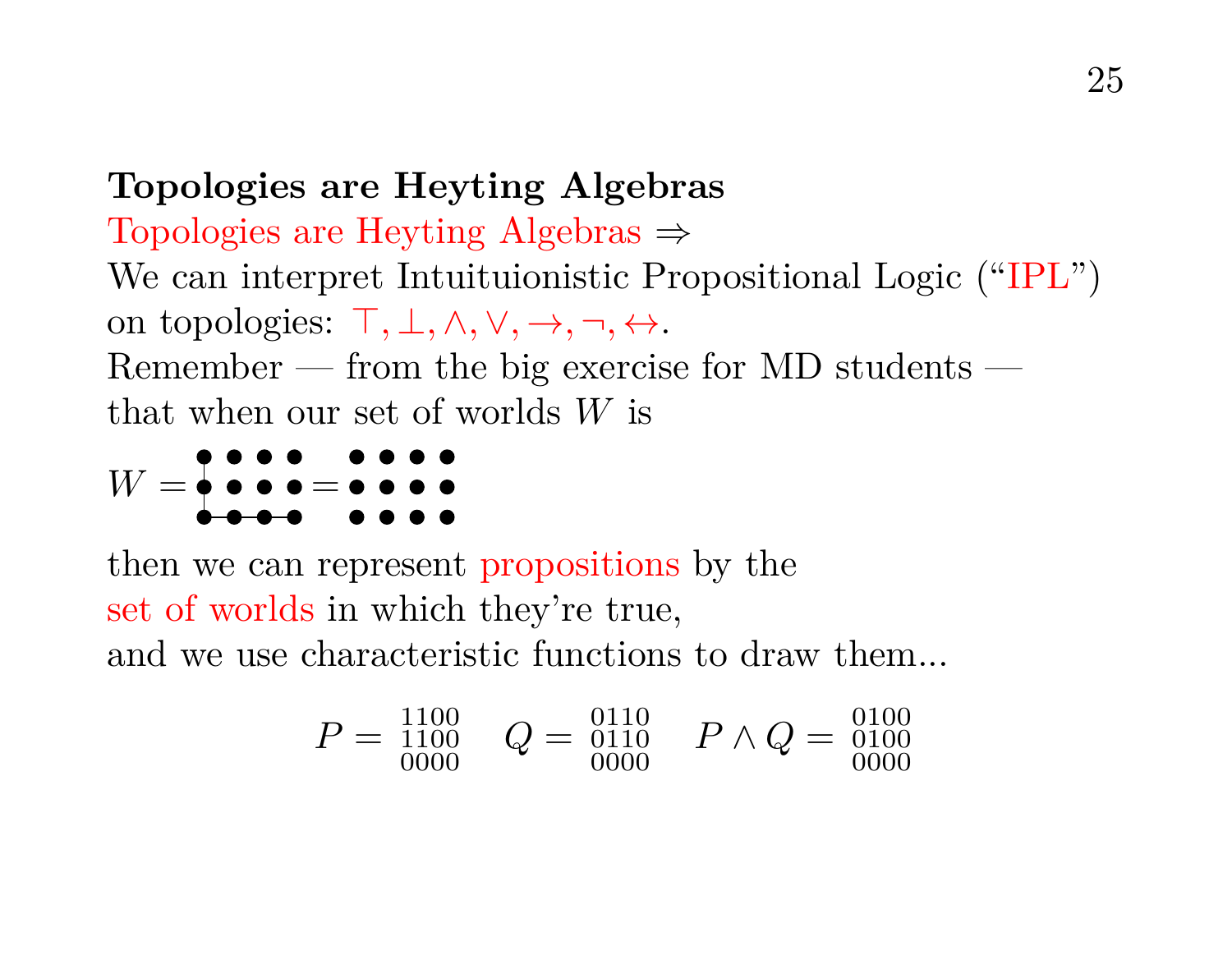**Topologies are Heyting Algebras**

Topologies are Heyting Algebras $\Rightarrow$
We can interpret Intuituionistic Propositional Logic ("IPL")
on topologies: $\top, \bot, \wedge, \vee, \to, \neg, \leftrightarrow$.
Remember — from the big exercise for MD students —
that when our set of worlds $W$ is

$$W = \begin{matrix} \bullet & \bullet & \bullet & \bullet \\ \bullet & \bullet & \bullet & \bullet \\ \bullet & \bullet & \bullet & \bullet \end{matrix} = \begin{matrix} \bullet & \bullet & \bullet & \bullet \\ \bullet & \bullet & \bullet & \bullet \\ \bullet & \bullet & \bullet & \bullet \end{matrix}$$

then we can represent propositions by the
set of worlds in which they're true,
and we use characteristic functions to draw them...

$$P = \begin{smallmatrix} 1100 \\ 1100 \\ 0000 \end{smallmatrix} \quad Q = \begin{smallmatrix} 0110 \\ 0110 \\ 0000 \end{smallmatrix} \quad P \wedge Q = \begin{smallmatrix} 0100 \\ 0100 \\ 0000 \end{smallmatrix}$$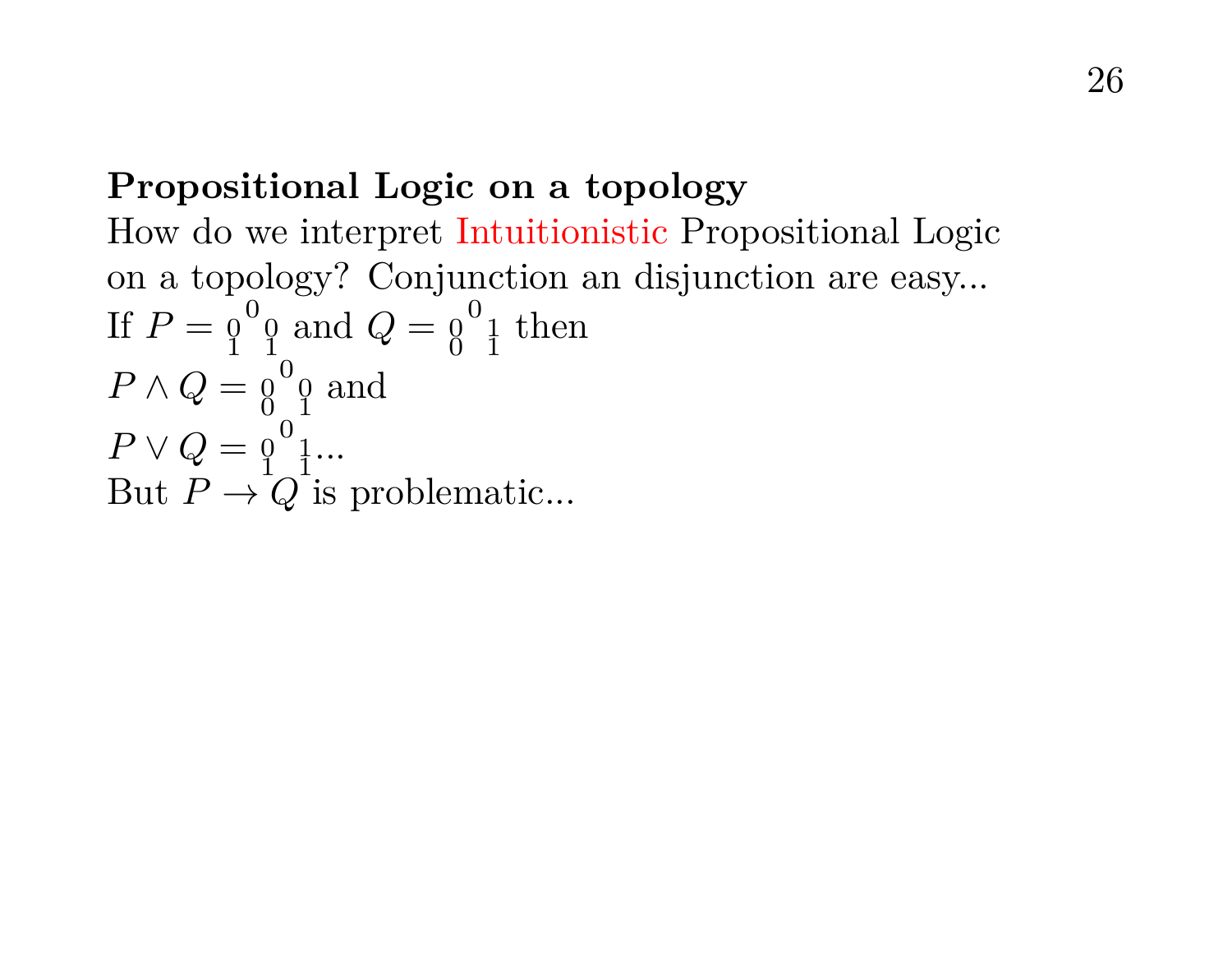**Propositional Logic on a topology**

How do we interpret Intuitionistic Propositional Logic on a topology? Conjunction an disjunction are easy...

If $P = \begin{smallmatrix} & 0 & \\ 0 & & 0 \\ 1 & & 1 \end{smallmatrix}$ and $Q = \begin{smallmatrix} & 0 & \\ 0 & & 1 \\ 0 & & 1 \end{smallmatrix}$ then

$P \land Q = \begin{smallmatrix} & 0 & \\ 0 & & 0 \\ 0 & & 1 \end{smallmatrix}$ and

$P \lor Q = \begin{smallmatrix} & 0 & \\ 0 & & 1 \\ 1 & & 1 \end{smallmatrix}$...

But $P \to Q$ is problematic...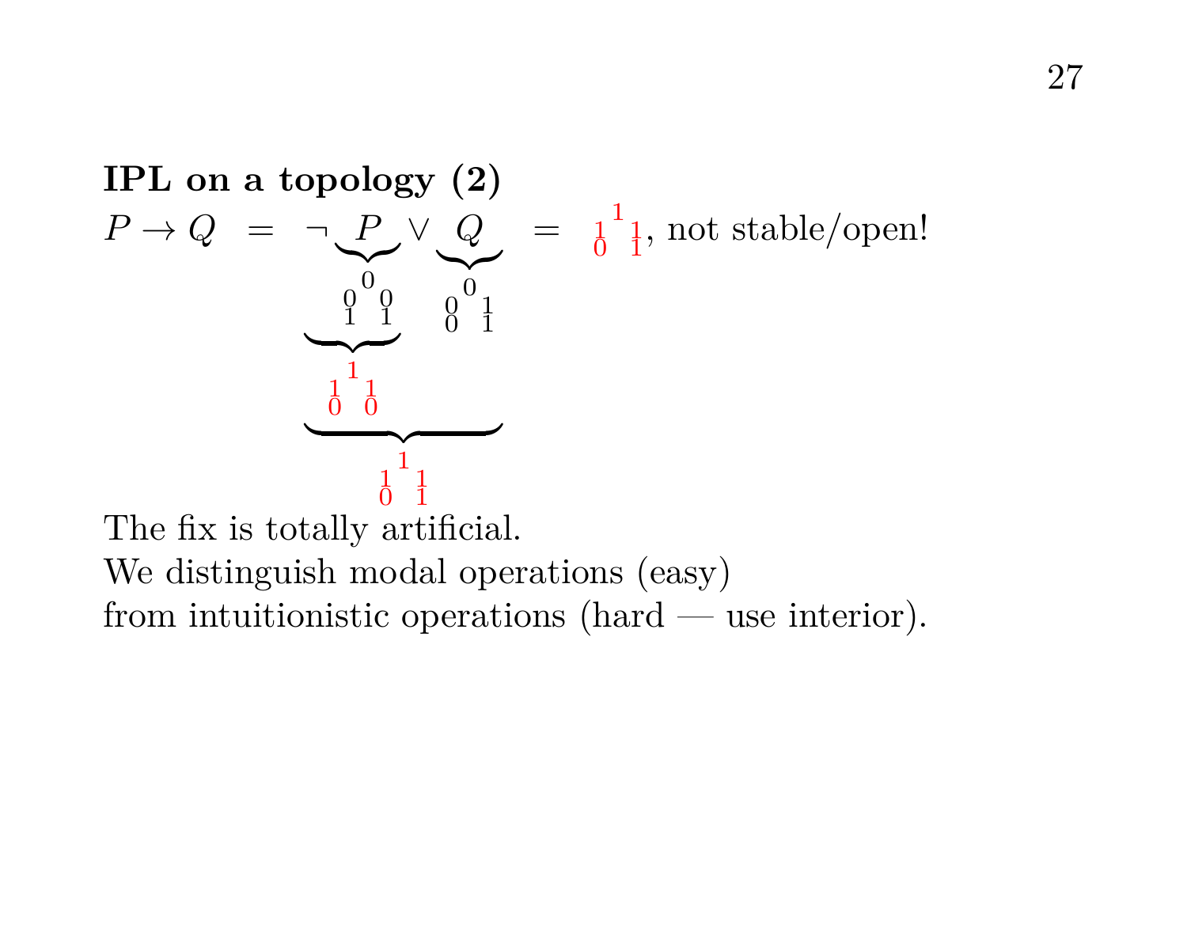**IPL on a topology (2)**

$$P \to Q \;=\; \neg \underbrace{P}_{\substack{0 \\ 0\;\;0 \\ 1\;\;1}} \vee \underbrace{Q}_{\substack{0 \\ 0\;\;1 \\ 0\;\;1}} \;=\; \substack{1 \\ 1\;\;1 \\ 0\;\;1}, \text{ not stable/open!}$$

$$\underbrace{\neg P}_{\substack{1 \\ 1\;\;1 \\ 0\;\;0}} \qquad \underbrace{\neg P \vee Q}_{\substack{1 \\ 1\;\;1 \\ 0\;\;1}}$$

The fix is totally artificial.
We distinguish modal operations (easy)
from intuitionistic operations (hard — use interior).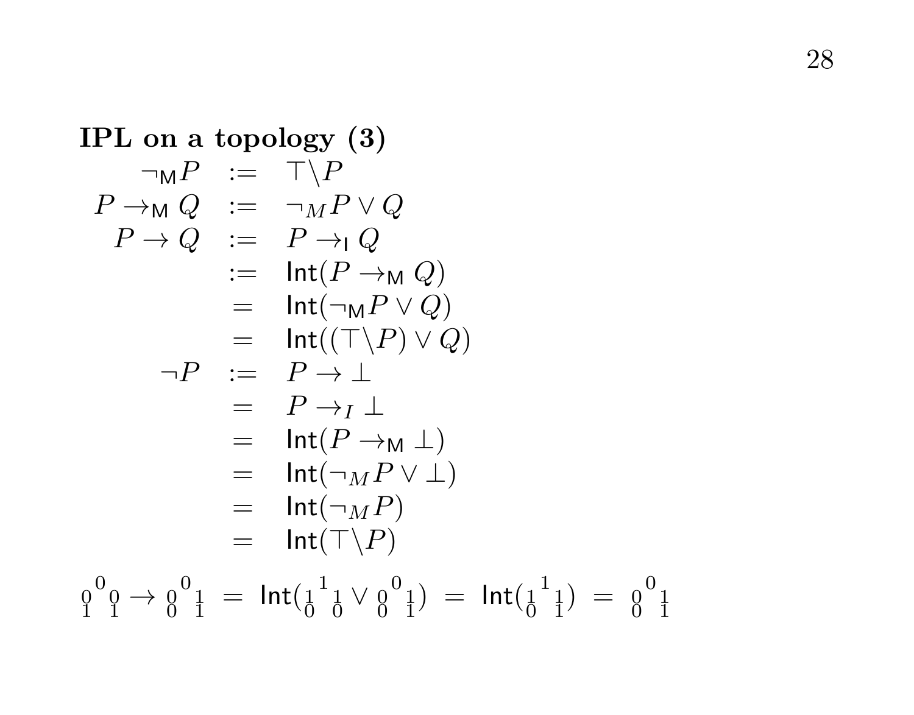**IPL on a topology (3)**

$$
\begin{array}{rcl}
\neg_{\mathsf{M}} P & := & \top \backslash P \\
P \to_{\mathsf{M}} Q & := & \neg_M P \lor Q \\
P \to Q & := & P \to_{\mathsf{I}} Q \\
 & := & \mathsf{Int}(P \to_{\mathsf{M}} Q) \\
 & = & \mathsf{Int}(\neg_{\mathsf{M}} P \lor Q) \\
 & = & \mathsf{Int}((\top \backslash P) \lor Q) \\
\neg P & := & P \to \bot \\
 & = & P \to_I \bot \\
 & = & \mathsf{Int}(P \to_{\mathsf{M}} \bot) \\
 & = & \mathsf{Int}(\neg_M P \lor \bot) \\
 & = & \mathsf{Int}(\neg_M P) \\
 & = & \mathsf{Int}(\top \backslash P)
\end{array}
$$

$$
{}_{1}^{0}{}^{0}{}_{1}^{0} \to {}_{0}^{0}{}^{0}{}_{1}^{1} \;=\; \mathsf{Int}({}_{0}^{1}{}^{1}{}_{0}^{1} \lor {}_{0}^{0}{}^{0}{}_{1}^{1}) \;=\; \mathsf{Int}({}_{0}^{1}{}^{1}{}_{1}^{1}) \;=\; {}_{0}^{0}{}^{0}{}_{1}^{1}
$$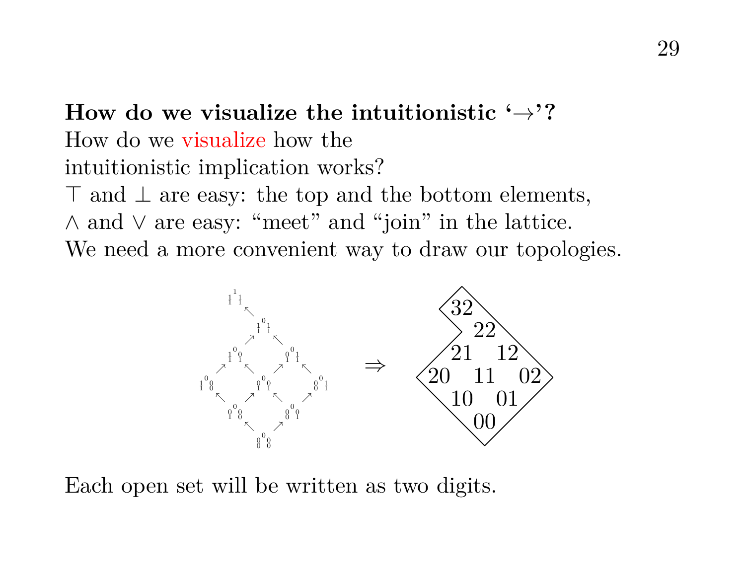**How do we visualize the intuitionistic '→'?**

How do we visualize how the intuitionistic implication works?

⊤ and ⊥ are easy: the top and the bottom elements,

∧ and ∨ are easy: "meet" and "join" in the lattice.

We need a more convenient way to draw our topologies.

Each open set will be written as two digits.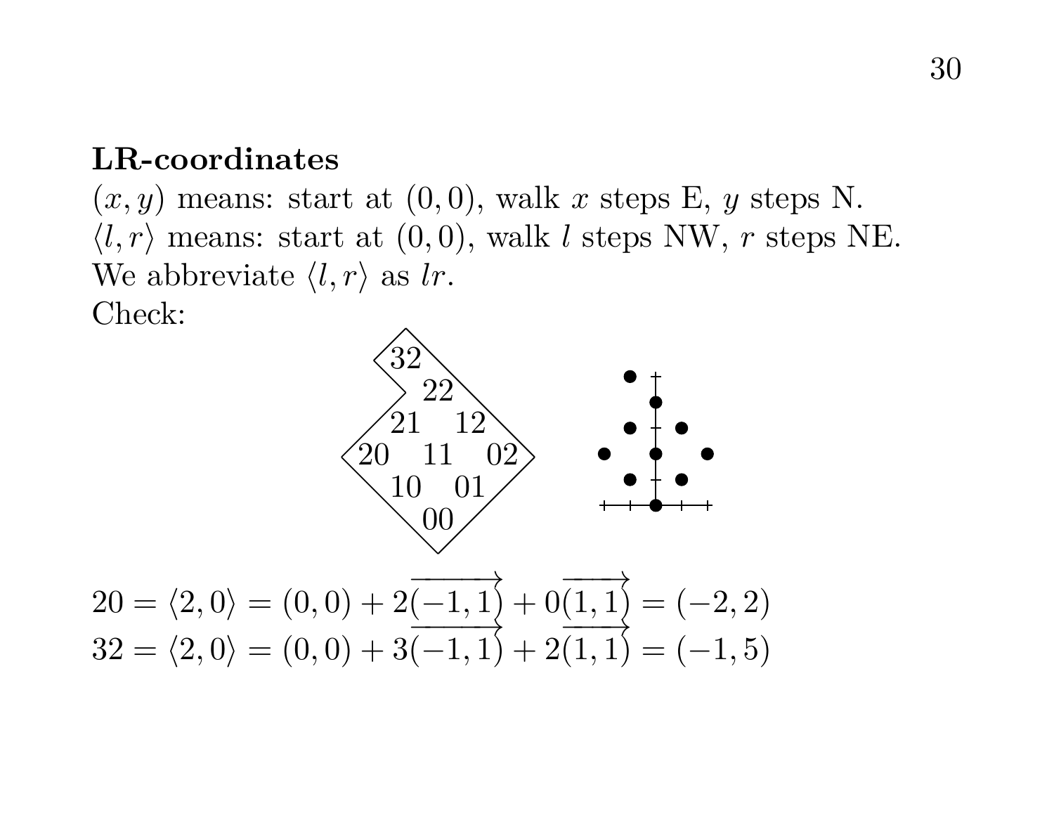**LR-coordinates**

$(x, y)$ means: start at $(0, 0)$, walk $x$ steps E, $y$ steps N.
$\langle l, r\rangle$ means: start at $(0, 0)$, walk $l$ steps NW, $r$ steps NE.
We abbreviate $\langle l, r\rangle$ as $lr$.
Check:

```
 32
    22
 21    12
20   11   02
 10    01
    00
```

$20 = \langle 2, 0\rangle = (0, 0) + 2\overrightarrow{(-1, 1)} + 0\overrightarrow{(1, 1)} = (-2, 2)$

$32 = \langle 2, 0\rangle = (0, 0) + 3\overrightarrow{(-1, 1)} + 2\overrightarrow{(1, 1)} = (-1, 5)$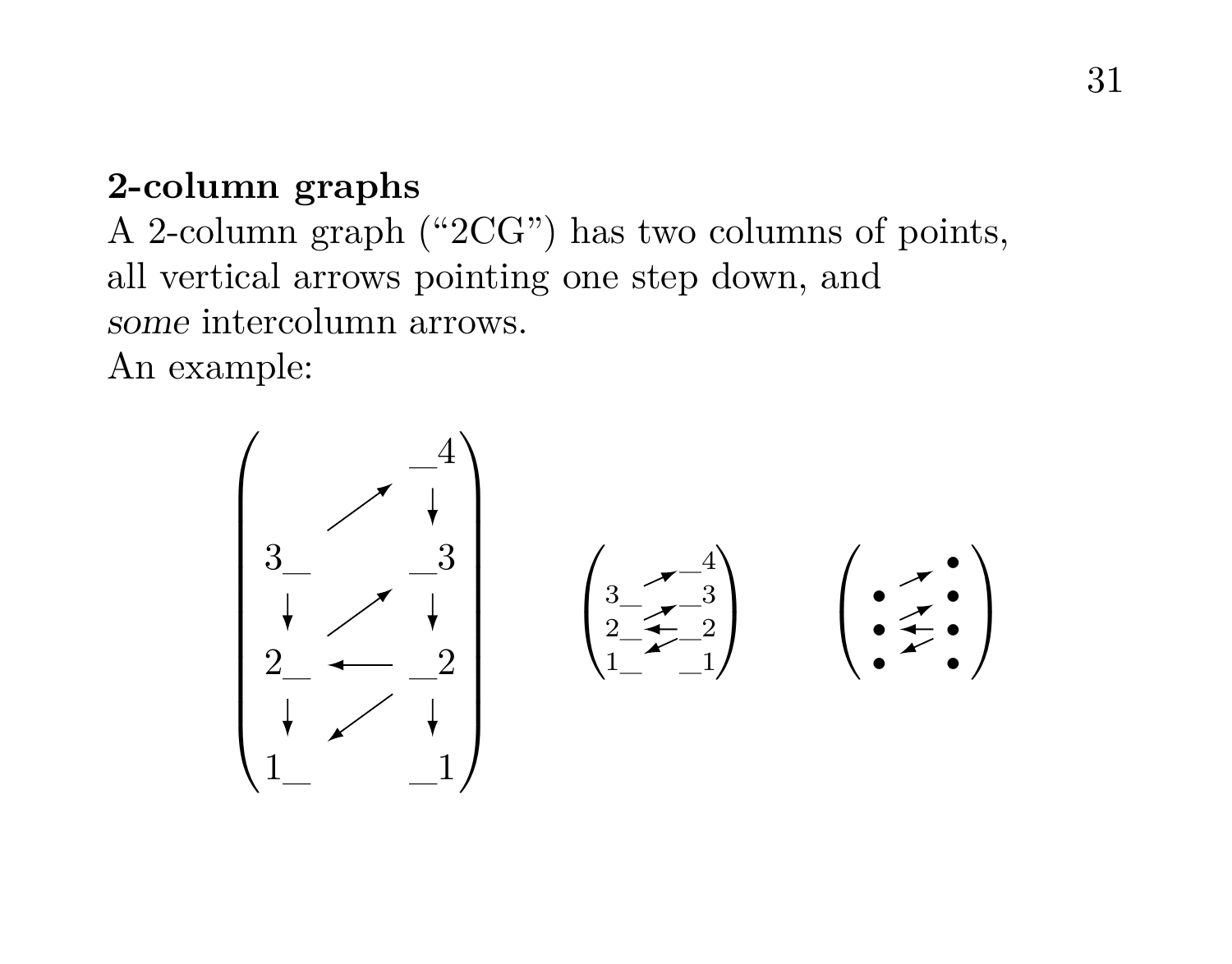**2-column graphs**

A 2-column graph (“2CG”) has two columns of points, all vertical arrows pointing one step down, and *some* intercolumn arrows.

An example: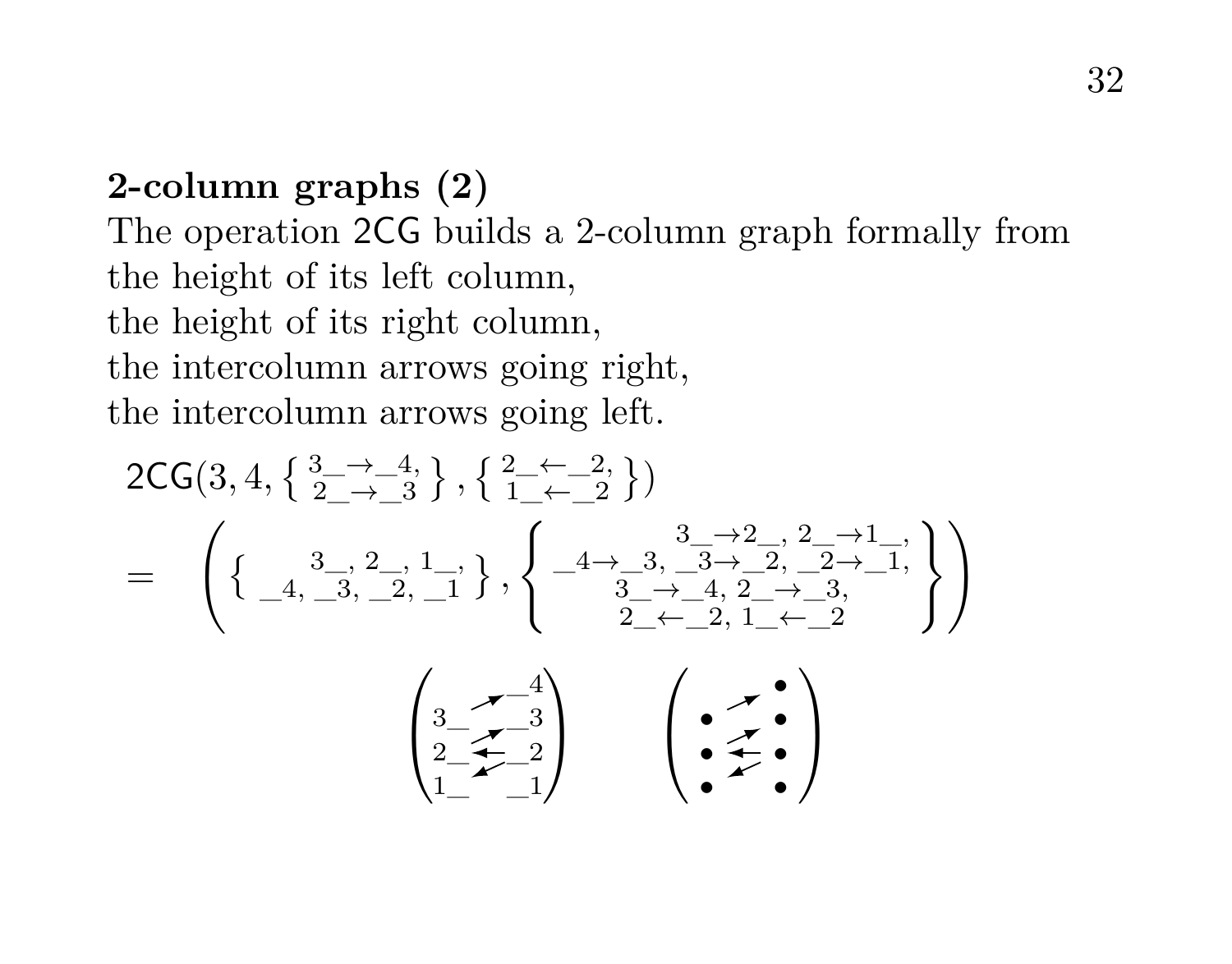**2-column graphs (2)**

The operation 2CG builds a 2-column graph formally from
the height of its left column,
the height of its right column,
the intercolumn arrows going right,
the intercolumn arrows going left.

$$\mathsf{2CG}\left(3, 4, \left\{ \begin{smallmatrix} 3\_\to\_4, \\ 2\_\to\_3 \end{smallmatrix} \right\}, \left\{ \begin{smallmatrix} 2\_\leftarrow\_2, \\ 1\_\leftarrow\_2 \end{smallmatrix} \right\}\right)$$

$$= \left( \left\{ \begin{smallmatrix} 3\_, \; 2\_, \; 1\_, \\ \_4, \; \_3, \; \_2, \; \_1 \end{smallmatrix} \right\}, \left\{ \begin{smallmatrix} 3\_\to 2\_, \; 2\_\to 1\_, \\ \_4\to\_3, \; \_3\to\_2, \; \_2\to\_1, \\ 3\_\to\_4, \; 2\_\to\_3, \\ 2\_\leftarrow\_2, \; 1\_\leftarrow\_2 \end{smallmatrix} \right\} \right)$$

$$\begin{pmatrix} & \nearrow & \_4 \\ 3\_ & \nearrow & \_3 \\ 2\_ & \leftarrow & \_2 \\ 1\_ & \swarrow & \_1 \end{pmatrix} \qquad \begin{pmatrix} & \nearrow & \bullet \\ \bullet & \nearrow & \bullet \\ \bullet & \leftarrow & \bullet \\ \bullet & \swarrow & \bullet \end{pmatrix}$$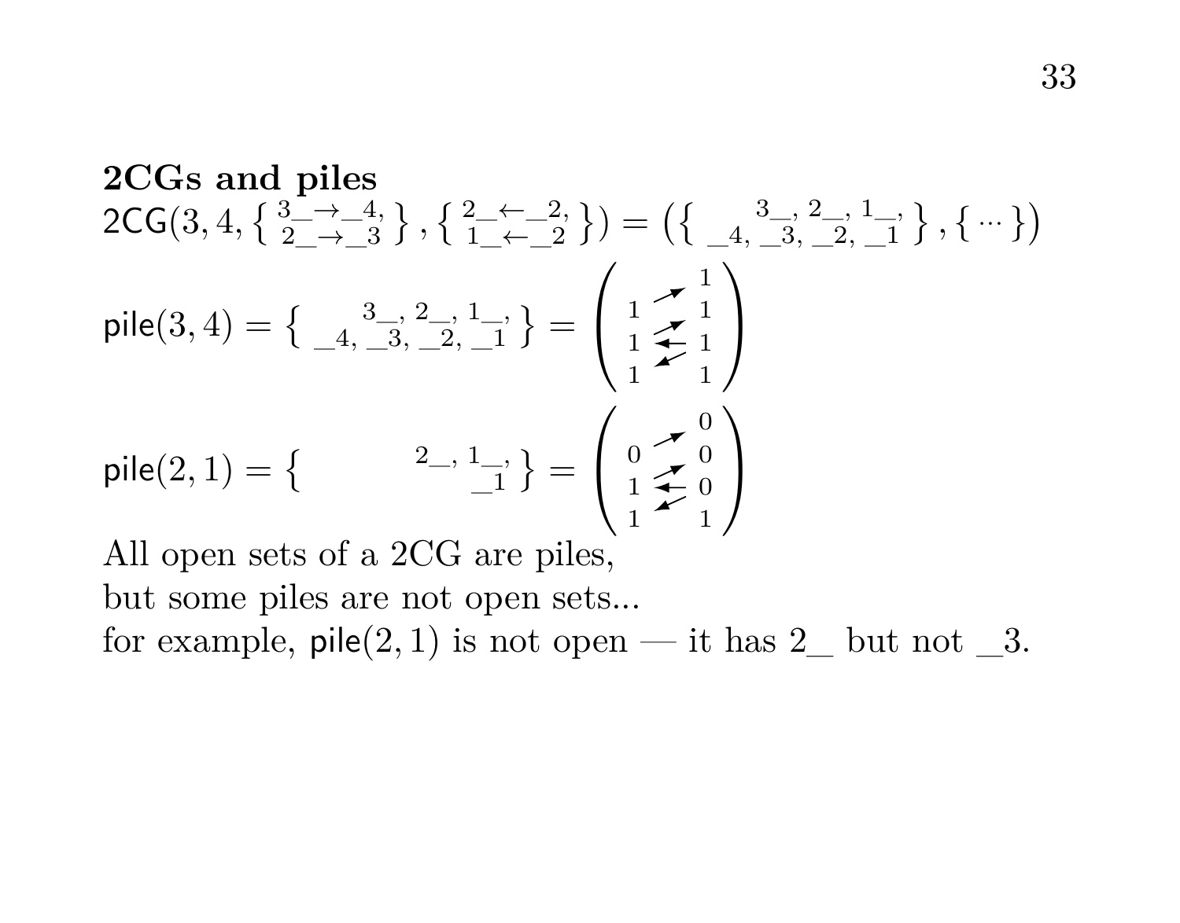**2CGs and piles**

$\mathsf{2CG}(3,4,\left\{ \begin{smallmatrix} 3\_\to\_4, \\ 2\_\to\_3 \end{smallmatrix} \right\}, \left\{ \begin{smallmatrix} 2\_\leftarrow\_2, \\ 1\_\leftarrow\_2 \end{smallmatrix} \right\}) = (\left\{ \begin{smallmatrix} & 3\_, & 2\_, & 1\_, \\ \_4, & \_3, & \_2, & \_1 \end{smallmatrix} \right\}, \{ \cdots \})$

$$\mathsf{pile}(3,4) = \left\{ \begin{smallmatrix} & 3\_, & 2\_, & 1\_, \\ \_4, & \_3, & \_2, & \_1 \end{smallmatrix} \right\} = \begin{pmatrix} & & 1 \\ 1 & \nearrow & 1 \\ 1 & \nearrow\leftarrow & 1 \\ 1 & \swarrow & 1 \end{pmatrix}$$

$$\mathsf{pile}(2,1) = \left\{ \begin{smallmatrix} & & 2\_, & 1\_, \\ & & & \_1 \end{smallmatrix} \right\} = \begin{pmatrix} & & 0 \\ 0 & \nearrow & 0 \\ 1 & \nearrow\leftarrow & 0 \\ 1 & \swarrow & 1 \end{pmatrix}$$

All open sets of a 2CG are piles,
but some piles are not open sets...
for example, $\mathsf{pile}(2,1)$ is not open — it has 2\_ but not \_3.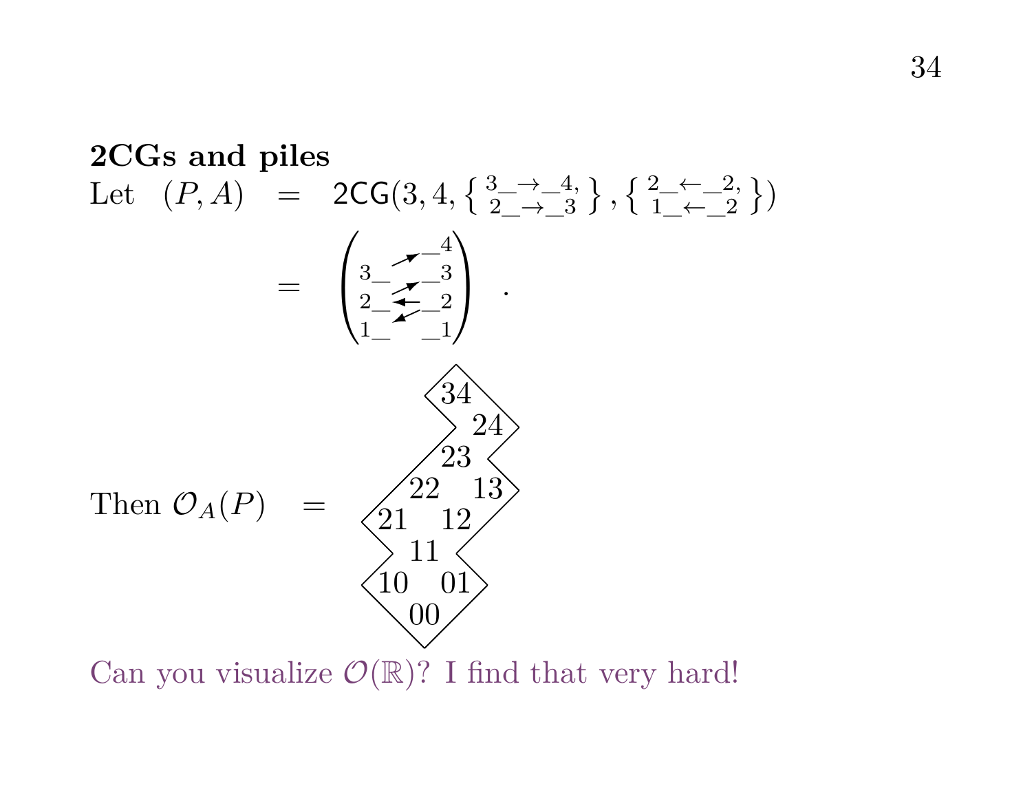**2CGs and piles**

Let $(P, A) = \mathsf{2CG}(3, 4, \left\{ \begin{smallmatrix} 3\_\to\_4, \\ 2\_\to\_3 \end{smallmatrix} \right\}, \left\{ \begin{smallmatrix} 2\_\leftarrow\_2, \\ 1\_\leftarrow\_2 \end{smallmatrix} \right\})$

$$= \begin{pmatrix} & \nearrow & \_4 \\ 3\_ & \nearrow & \_3 \\ 2\_ & \leftarrow & \_2 \\ 1\_ & \swarrow & \_1 \end{pmatrix} .$$

Then $\mathcal{O}_A(P) =$

```
      34
         24
      23
   22    13
21    12
   11
10    01
   00
```

Can you visualize $\mathcal{O}(\mathbb{R})$? I find that very hard!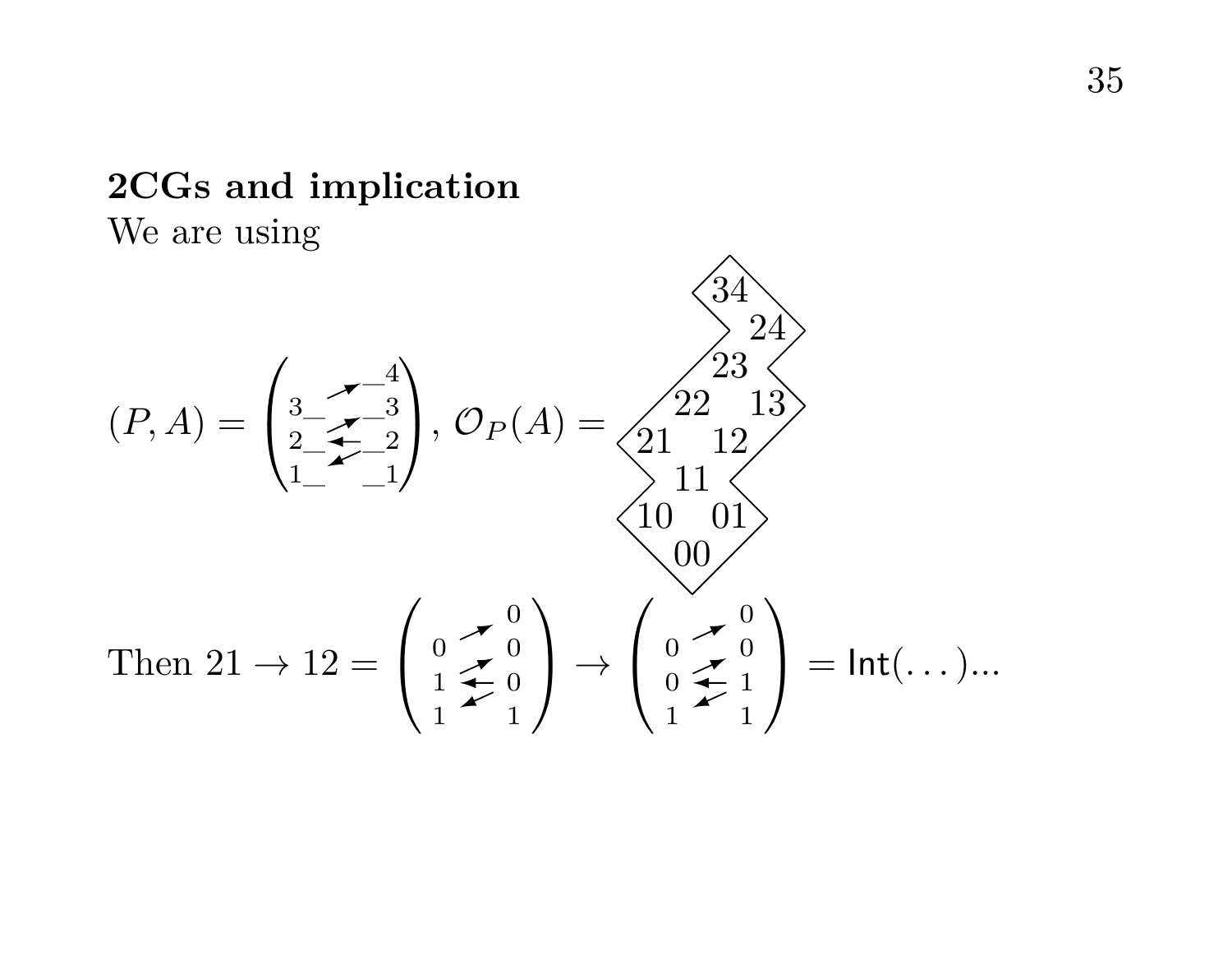### 2CGs and implication

We are using

$$(P,A) = \begin{pmatrix} & & 4 \\ 3 & \nearrow & 3 \\ 2 & \nearrow \leftarrow \swarrow & 2 \\ 1 & & 1 \end{pmatrix}, \ \mathcal{O}_P(A) = \begin{array}{ccc} & 34 & \\ & & 24 \\ & 23 & \\ 22 & & 13 \\ 21 & & 12 \\ & 11 & \\ 10 & & 01 \\ & 00 & \end{array}$$

$$\text{Then } 21 \to 12 = \begin{pmatrix} & & 0 \\ 0 & \nearrow & 0 \\ 1 & \nearrow \leftarrow \swarrow & 0 \\ 1 & & 1 \end{pmatrix} \to \begin{pmatrix} & & 0 \\ 0 & \nearrow & 0 \\ 0 & \nearrow \leftarrow \swarrow & 1 \\ 1 & & 1 \end{pmatrix} = \mathsf{Int}(\ldots)\ldots$$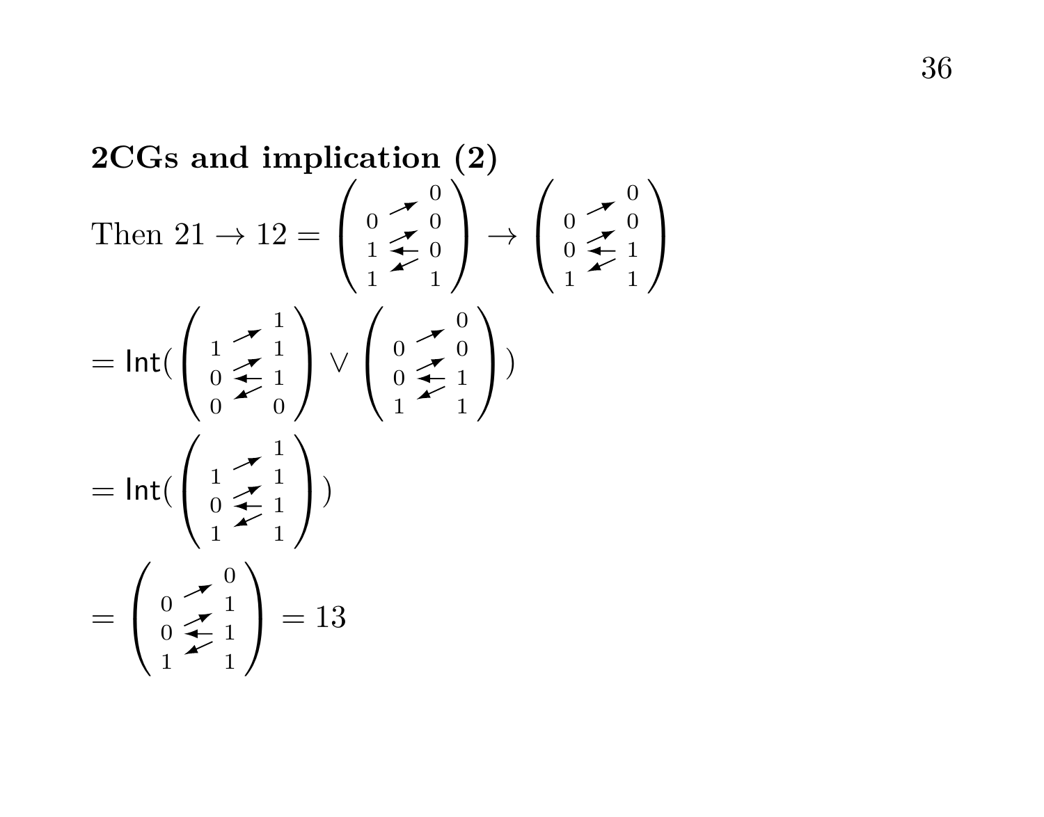**2CGs and implication (2)**

Then $21 \to 12 = \begin{pmatrix} & & 0 \\ 0 & \nearrow & 0 \\ 1 & \overset{\nearrow}{\leftarrow} & 0 \\ 1 & \swarrow & 1 \end{pmatrix} \to \begin{pmatrix} & & 0 \\ 0 & \nearrow & 0 \\ 0 & \overset{\nearrow}{\leftarrow} & 1 \\ 1 & \swarrow & 1 \end{pmatrix}$

$= \mathsf{Int}(\begin{pmatrix} & & 1 \\ 1 & \nearrow & 1 \\ 0 & \overset{\nearrow}{\leftarrow} & 1 \\ 0 & \swarrow & 0 \end{pmatrix} \vee \begin{pmatrix} & & 0 \\ 0 & \nearrow & 0 \\ 0 & \overset{\nearrow}{\leftarrow} & 1 \\ 1 & \swarrow & 1 \end{pmatrix})$

$= \mathsf{Int}(\begin{pmatrix} & & 1 \\ 1 & \nearrow & 1 \\ 0 & \overset{\nearrow}{\leftarrow} & 1 \\ 1 & \swarrow & 1 \end{pmatrix})$

$= \begin{pmatrix} & & 0 \\ 0 & \nearrow & 1 \\ 0 & \overset{\nearrow}{\leftarrow} & 1 \\ 1 & \swarrow & 1 \end{pmatrix} = 13$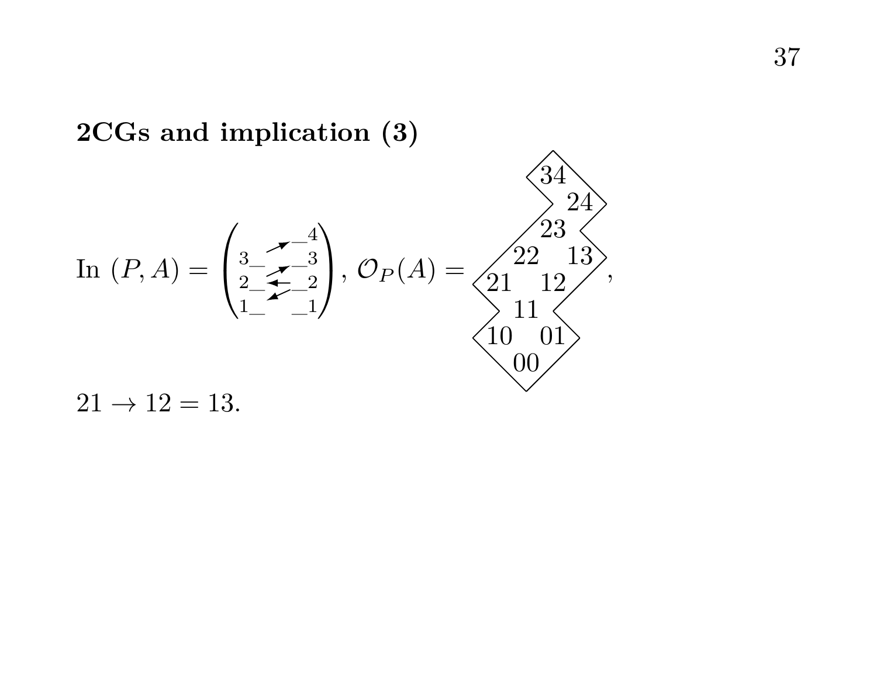## 2CGs and implication (3)

In $(P, A) = $ (diagram), $\mathcal{O}_P(A) = $ (diagram),

$21 \to 12 = 13$.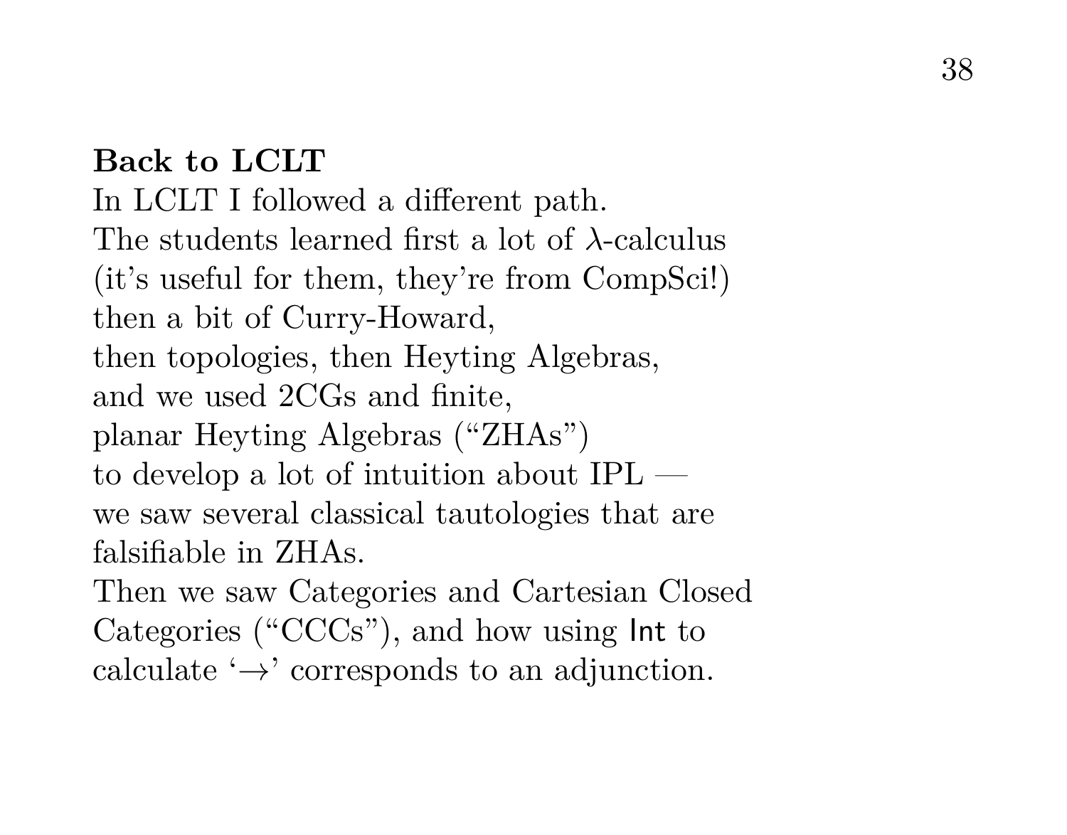**Back to LCLT**

In LCLT I followed a different path.
The students learned first a lot of $\lambda$-calculus
(it's useful for them, they're from CompSci!)
then a bit of Curry-Howard,
then topologies, then Heyting Algebras,
and we used 2CGs and finite,
planar Heyting Algebras ("ZHAs")
to develop a lot of intuition about IPL —
we saw several classical tautologies that are
falsifiable in ZHAs.
Then we saw Categories and Cartesian Closed
Categories ("CCCs"), and how using $\mathsf{Int}$ to
calculate '$\to$' corresponds to an adjunction.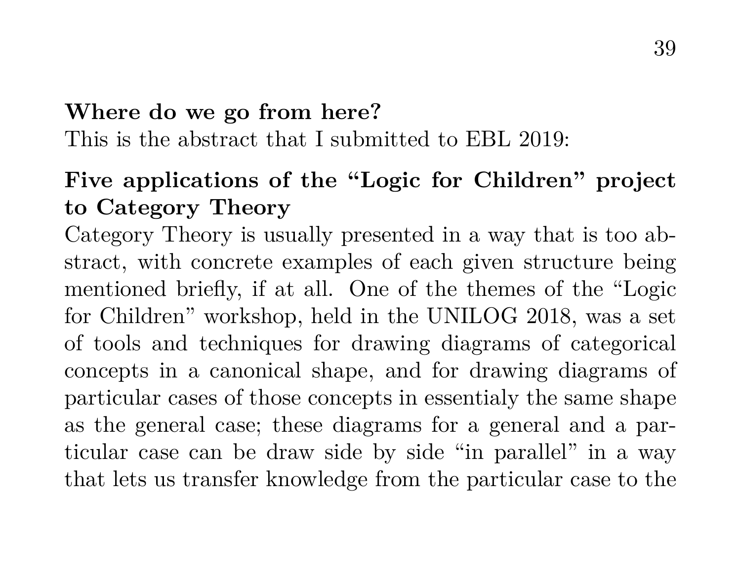**Where do we go from here?**
This is the abstract that I submitted to EBL 2019:

**Five applications of the "Logic for Children" project to Category Theory**
Category Theory is usually presented in a way that is too abstract, with concrete examples of each given structure being mentioned briefly, if at all. One of the themes of the "Logic for Children" workshop, held in the UNILOG 2018, was a set of tools and techniques for drawing diagrams of categorical concepts in a canonical shape, and for drawing diagrams of particular cases of those concepts in essentialy the same shape as the general case; these diagrams for a general and a particular case can be draw side by side "in parallel" in a way that lets us transfer knowledge from the particular case to the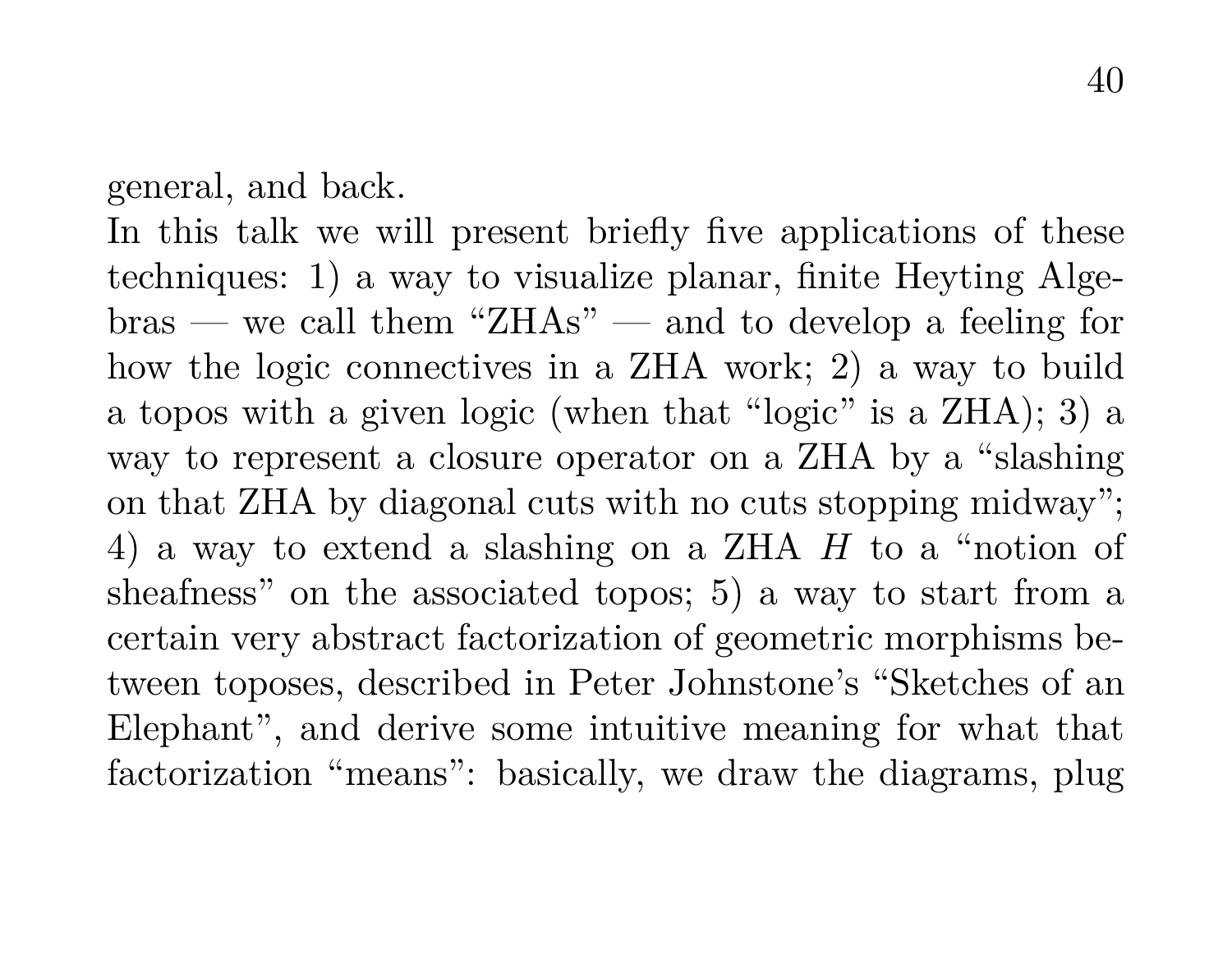general, and back.
In this talk we will present briefly five applications of these techniques: 1) a way to visualize planar, finite Heyting Algebras — we call them "ZHAs" — and to develop a feeling for how the logic connectives in a ZHA work; 2) a way to build a topos with a given logic (when that "logic" is a ZHA); 3) a way to represent a closure operator on a ZHA by a "slashing on that ZHA by diagonal cuts with no cuts stopping midway"; 4) a way to extend a slashing on a ZHA $H$ to a "notion of sheafness" on the associated topos; 5) a way to start from a certain very abstract factorization of geometric morphisms between toposes, described in Peter Johnstone's "Sketches of an Elephant", and derive some intuitive meaning for what that factorization "means": basically, we draw the diagrams, plug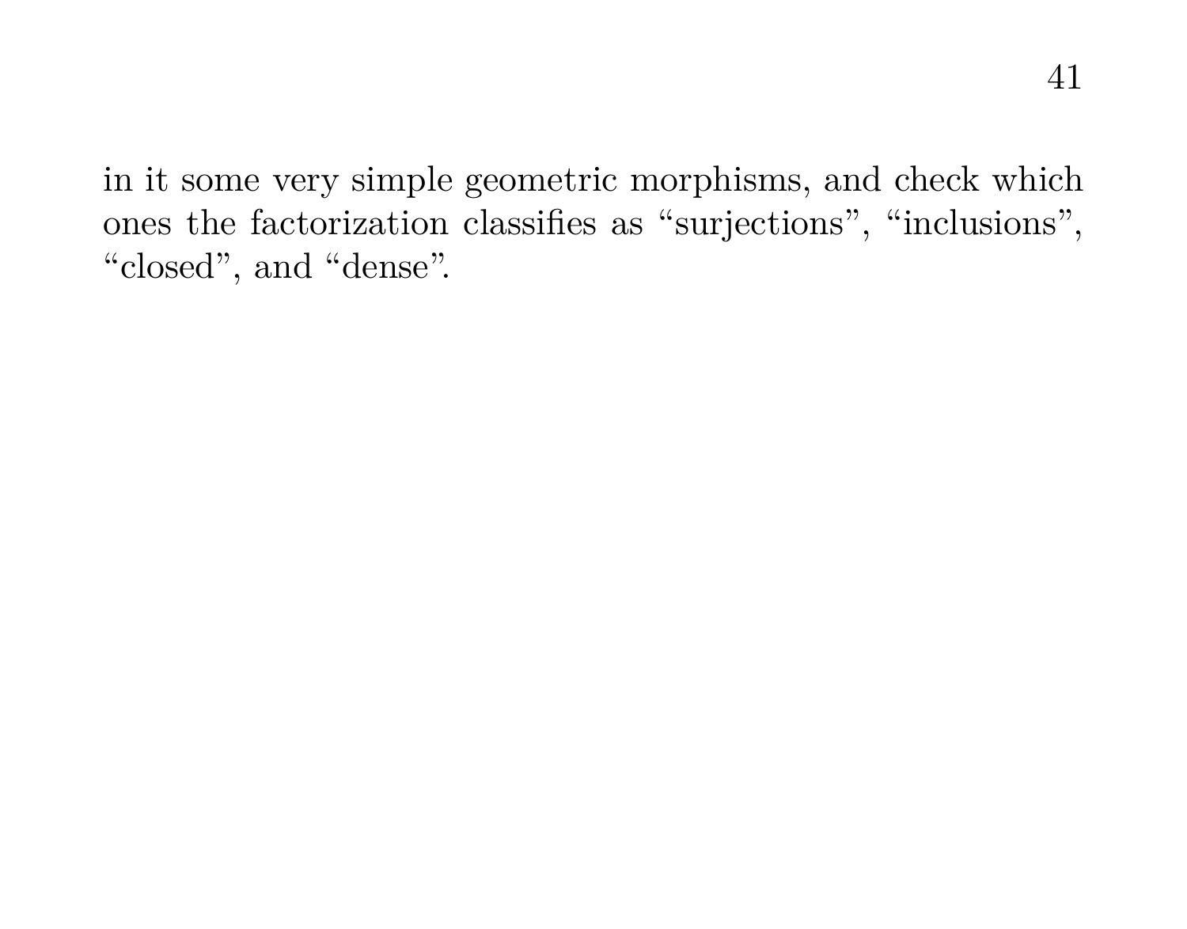in it some very simple geometric morphisms, and check which ones the factorization classifies as “surjections”, “inclusions”, “closed”, and “dense”.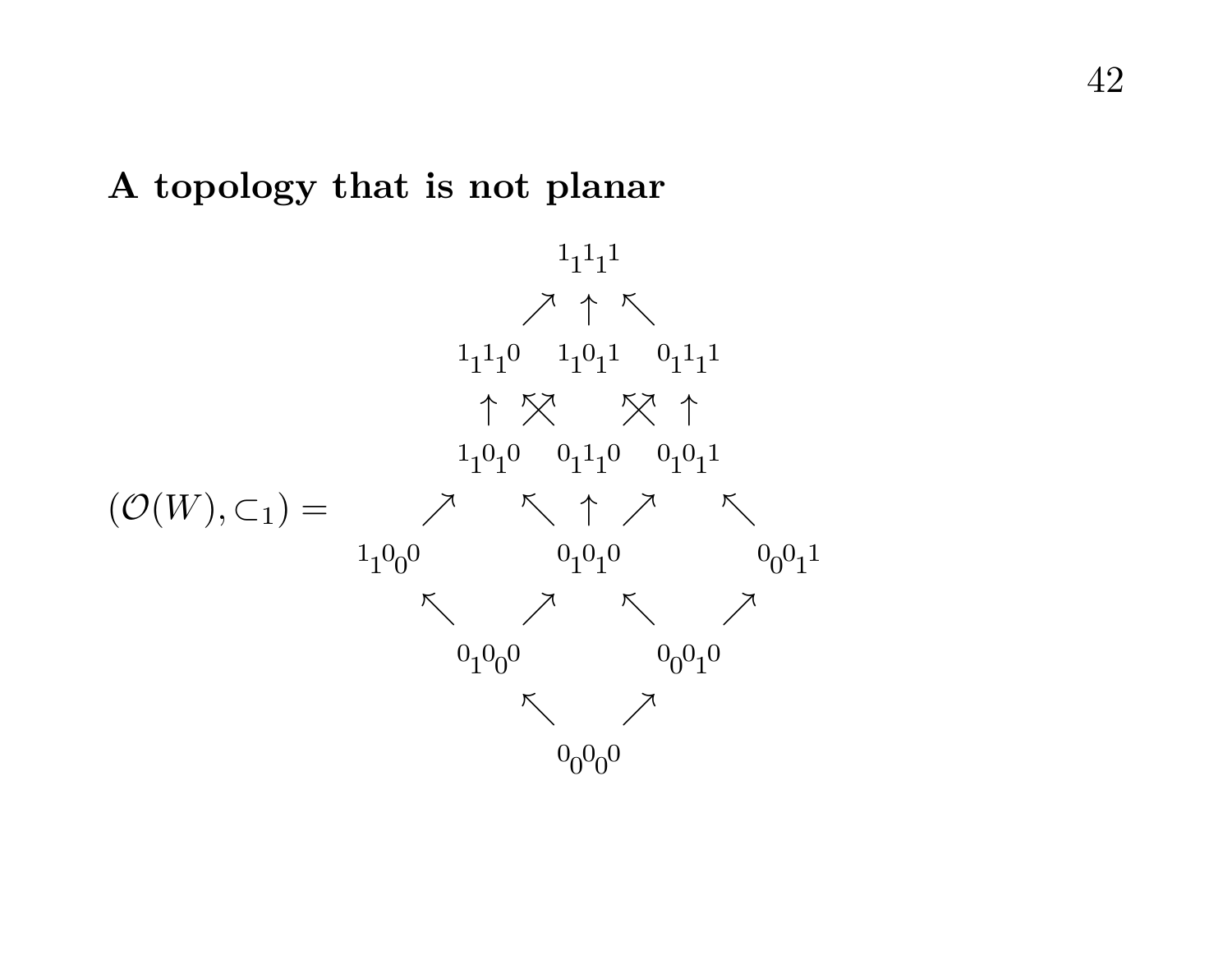### A topology that is not planar

$$
(\mathcal{O}(W), \subset_1) =
\begin{array}{ccccccccc}
 & & & & 1_1 1_1 1 & & & & \\
 & & & \nearrow & \uparrow & \nwarrow & & & \\
 & & 1_1 1_1 0 & & 1_1 0_1 1 & & 0_1 1_1 1 & & \\
 & & \uparrow & \nwarrow\!\!\!\!\nearrow & & \nwarrow\!\!\!\!\nearrow & \uparrow & & \\
 & & 1_1 0_1 0 & & 0_1 1_1 0 & & 0_1 0_1 1 & & \\
 & \nearrow & & \nwarrow & \uparrow & \nearrow & & \nwarrow & \\
 1_1 0_0 0 & & & & 0_1 0_1 0 & & & & 0_0 0_1 1 \\
 & \nwarrow & & \nearrow & & \nwarrow & & \nearrow & \\
 & & 0_1 0_0 0 & & & & 0_0 0_1 0 & & \\
 & & & \nwarrow & & \nearrow & & & \\
 & & & & 0_0 0_0 0 & & & &
\end{array}
$$